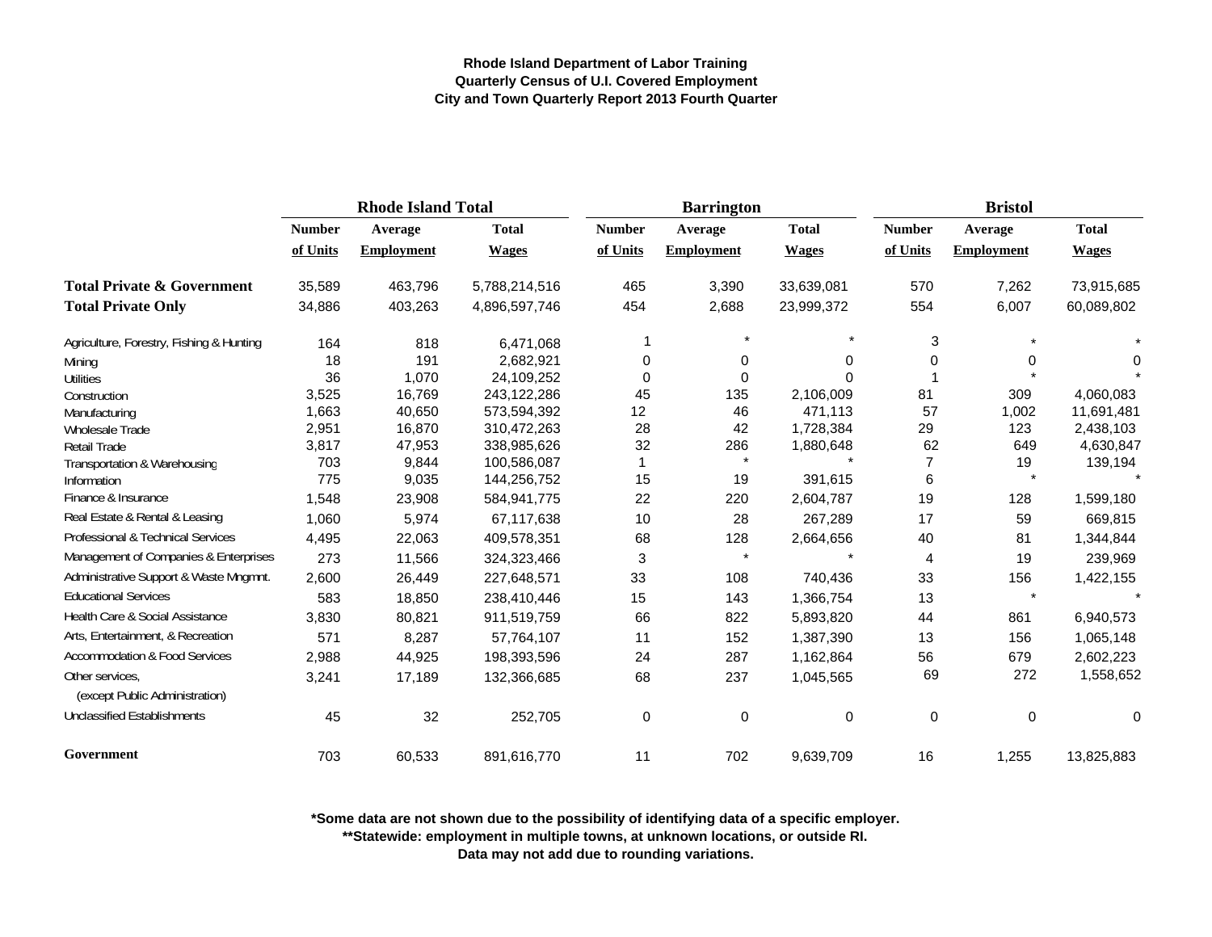**Rhode Island Department of Labor Training**
**Quarterly Census of U.I. Covered Employment**
**City and Town Quarterly Report 2013 Fourth Quarter**

| | Rhode Island Total | | | Barrington | | | Bristol | | |
|---|---|---|---|---|---|---|---|---|---|
| | Number of Units | Average Employment | Total Wages | Number of Units | Average Employment | Total Wages | Number of Units | Average Employment | Total Wages |
| **Total Private & Government** | 35,589 | 463,796 | 5,788,214,516 | 465 | 3,390 | 33,639,081 | 570 | 7,262 | 73,915,685 |
| **Total Private Only** | 34,886 | 403,263 | 4,896,597,746 | 454 | 2,688 | 23,999,372 | 554 | 6,007 | 60,089,802 |
| Agriculture, Forestry, Fishing & Hunting | 164 | 818 | 6,471,068 | 1 | * | * | 3 | * | * |
| Mining | 18 | 191 | 2,682,921 | 0 | 0 | 0 | 0 | 0 | 0 |
| Utilities | 36 | 1,070 | 24,109,252 | 0 | 0 | 0 | 1 | * | * |
| Construction | 3,525 | 16,769 | 243,122,286 | 45 | 135 | 2,106,009 | 81 | 309 | 4,060,083 |
| Manufacturing | 1,663 | 40,650 | 573,594,392 | 12 | 46 | 471,113 | 57 | 1,002 | 11,691,481 |
| Wholesale Trade | 2,951 | 16,870 | 310,472,263 | 28 | 42 | 1,728,384 | 29 | 123 | 2,438,103 |
| Retail Trade | 3,817 | 47,953 | 338,985,626 | 32 | 286 | 1,880,648 | 62 | 649 | 4,630,847 |
| Transportation & Warehousing | 703 | 9,844 | 100,586,087 | 1 | * | * | 7 | 19 | 139,194 |
| Information | 775 | 9,035 | 144,256,752 | 15 | 19 | 391,615 | 6 | * | * |
| Finance & Insurance | 1,548 | 23,908 | 584,941,775 | 22 | 220 | 2,604,787 | 19 | 128 | 1,599,180 |
| Real Estate & Rental & Leasing | 1,060 | 5,974 | 67,117,638 | 10 | 28 | 267,289 | 17 | 59 | 669,815 |
| Professional & Technical Services | 4,495 | 22,063 | 409,578,351 | 68 | 128 | 2,664,656 | 40 | 81 | 1,344,844 |
| Management of Companies & Enterprises | 273 | 11,566 | 324,323,466 | 3 | * | * | 4 | 19 | 239,969 |
| Administrative Support & Waste Mngmnt. | 2,600 | 26,449 | 227,648,571 | 33 | 108 | 740,436 | 33 | 156 | 1,422,155 |
| Educational Services | 583 | 18,850 | 238,410,446 | 15 | 143 | 1,366,754 | 13 | * | * |
| Health Care & Social Assistance | 3,830 | 80,821 | 911,519,759 | 66 | 822 | 5,893,820 | 44 | 861 | 6,940,573 |
| Arts, Entertainment, & Recreation | 571 | 8,287 | 57,764,107 | 11 | 152 | 1,387,390 | 13 | 156 | 1,065,148 |
| Accommodation & Food Services | 2,988 | 44,925 | 198,393,596 | 24 | 287 | 1,162,864 | 56 | 679 | 2,602,223 |
| Other services, (except Public Administration) | 3,241 | 17,189 | 132,366,685 | 68 | 237 | 1,045,565 | 69 | 272 | 1,558,652 |
| Unclassified Establishments | 45 | 32 | 252,705 | 0 | 0 | 0 | 0 | 0 | 0 |
| **Government** | 703 | 60,533 | 891,616,770 | 11 | 702 | 9,639,709 | 16 | 1,255 | 13,825,883 |

**\*Some data are not shown due to the possibility of identifying data of a specific employer.**
**\*\*Statewide: employment in multiple towns, at unknown locations, or outside RI.**
**Data may not add due to rounding variations.**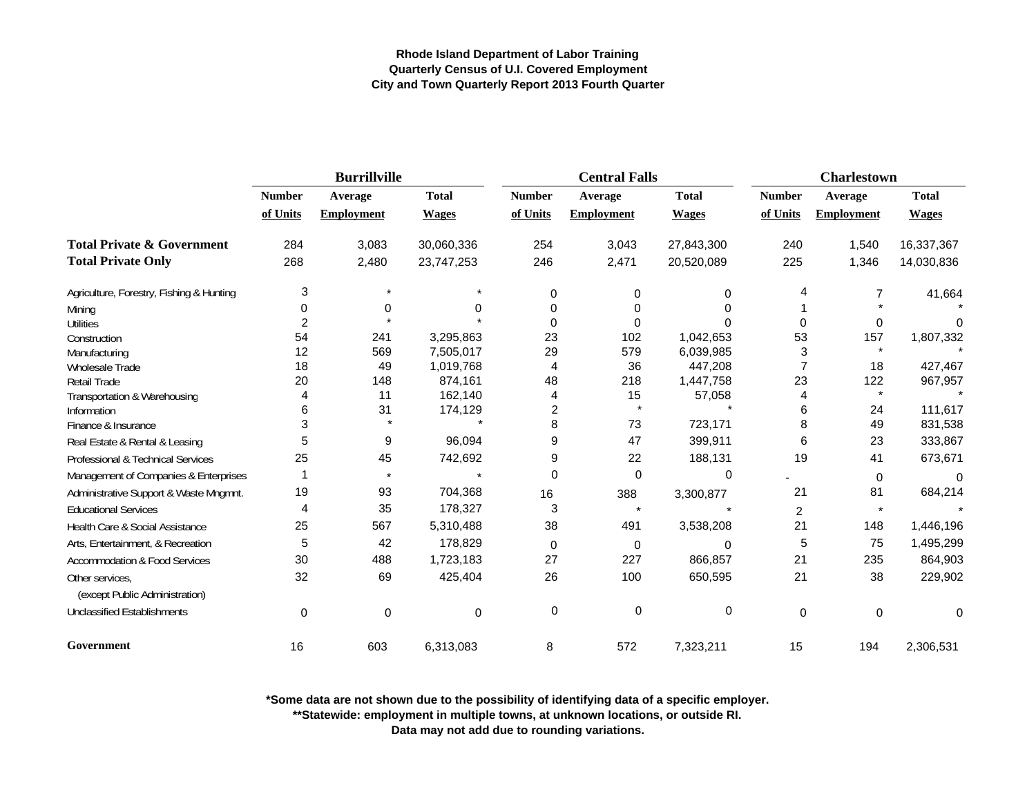**Rhode Island Department of Labor Training**
**Quarterly Census of U.I. Covered Employment**
**City and Town Quarterly Report 2013 Fourth Quarter**

| | Burrillville | | | Central Falls | | | Charlestown | | |
|---|---|---|---|---|---|---|---|---|---|
| | Number of Units | Average Employment | Total Wages | Number of Units | Average Employment | Total Wages | Number of Units | Average Employment | Total Wages |
| **Total Private & Government** | 284 | 3,083 | 30,060,336 | 254 | 3,043 | 27,843,300 | 240 | 1,540 | 16,337,367 |
| **Total Private Only** | 268 | 2,480 | 23,747,253 | 246 | 2,471 | 20,520,089 | 225 | 1,346 | 14,030,836 |
| Agriculture, Forestry, Fishing & Hunting | 3 | * | * | 0 | 0 | 0 | 4 | 7 | 41,664 |
| Mining | 0 | 0 | 0 | 0 | 0 | 0 | 1 | * | * |
| Utilities | 2 | * | * | 0 | 0 | 0 | 0 | 0 | 0 |
| Construction | 54 | 241 | 3,295,863 | 23 | 102 | 1,042,653 | 53 | 157 | 1,807,332 |
| Manufacturing | 12 | 569 | 7,505,017 | 29 | 579 | 6,039,985 | 3 | * | * |
| Wholesale Trade | 18 | 49 | 1,019,768 | 4 | 36 | 447,208 | 7 | 18 | 427,467 |
| Retail Trade | 20 | 148 | 874,161 | 48 | 218 | 1,447,758 | 23 | 122 | 967,957 |
| Transportation & Warehousing | 4 | 11 | 162,140 | 4 | 15 | 57,058 | 4 | * | * |
| Information | 6 | 31 | 174,129 | 2 | * | * | 6 | 24 | 111,617 |
| Finance & Insurance | 3 | * | * | 8 | 73 | 723,171 | 8 | 49 | 831,538 |
| Real Estate & Rental & Leasing | 5 | 9 | 96,094 | 9 | 47 | 399,911 | 6 | 23 | 333,867 |
| Professional & Technical Services | 25 | 45 | 742,692 | 9 | 22 | 188,131 | 19 | 41 | 673,671 |
| Management of Companies & Enterprises | 1 | * | * | 0 | 0 | 0 | - | 0 | 0 |
| Administrative Support & Waste Mngmnt. | 19 | 93 | 704,368 | 16 | 388 | 3,300,877 | 21 | 81 | 684,214 |
| Educational Services | 4 | 35 | 178,327 | 3 | * | * | 2 | * | * |
| Health Care & Social Assistance | 25 | 567 | 5,310,488 | 38 | 491 | 3,538,208 | 21 | 148 | 1,446,196 |
| Arts, Entertainment, & Recreation | 5 | 42 | 178,829 | 0 | 0 | 0 | 5 | 75 | 1,495,299 |
| Accommodation & Food Services | 30 | 488 | 1,723,183 | 27 | 227 | 866,857 | 21 | 235 | 864,903 |
| Other services, (except Public Administration) | 32 | 69 | 425,404 | 26 | 100 | 650,595 | 21 | 38 | 229,902 |
| Unclassified Establishments | 0 | 0 | 0 | 0 | 0 | 0 | 0 | 0 | 0 |
| **Government** | 16 | 603 | 6,313,083 | 8 | 572 | 7,323,211 | 15 | 194 | 2,306,531 |

**\*Some data are not shown due to the possibility of identifying data of a specific employer.**
**\*\*Statewide: employment in multiple towns, at unknown locations, or outside RI.**
**Data may not add due to rounding variations.**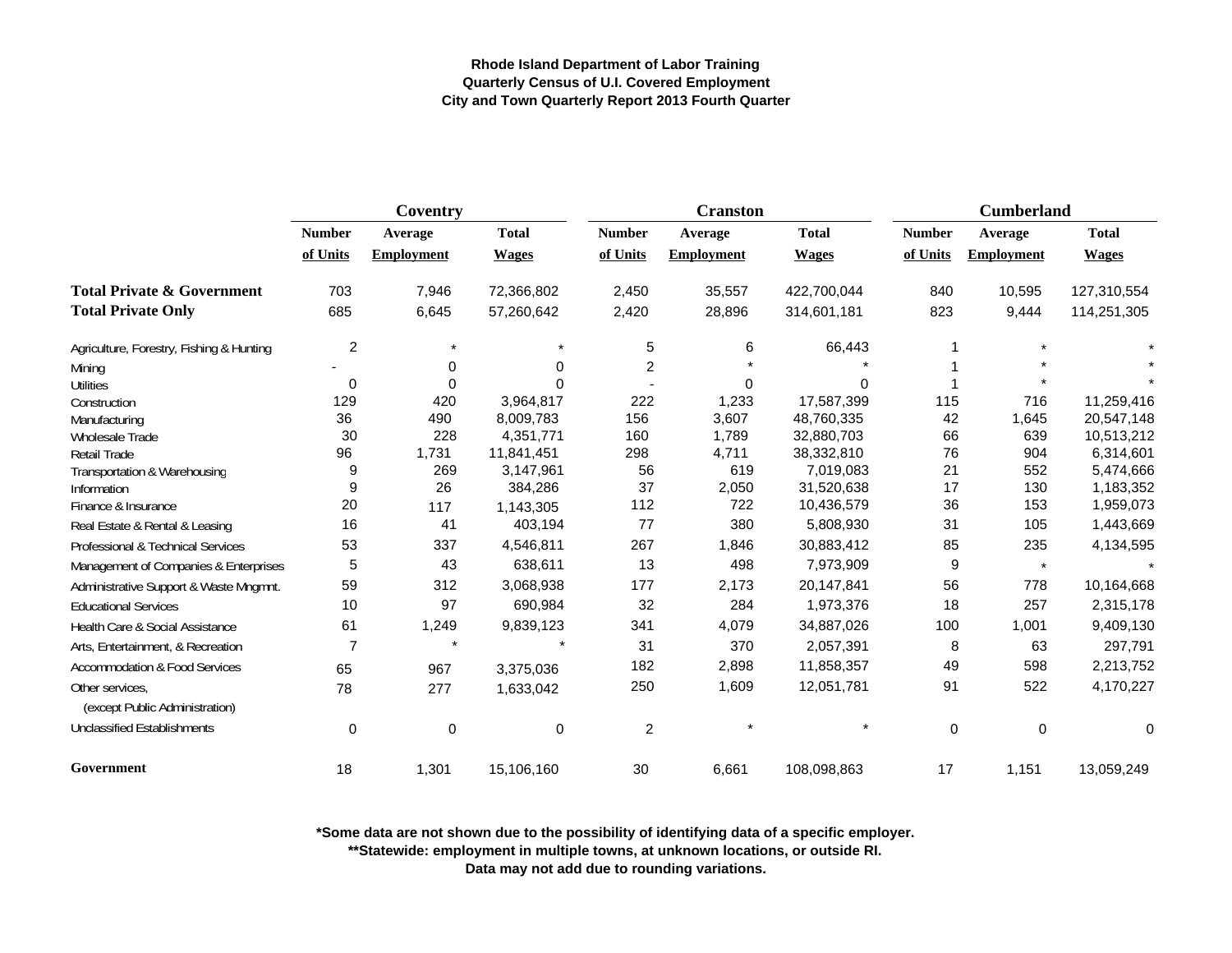**Rhode Island Department of Labor Training**
**Quarterly Census of U.I. Covered Employment**
**City and Town Quarterly Report 2013 Fourth Quarter**

| | Coventry | | | Cranston | | | Cumberland | | |
|---|---|---|---|---|---|---|---|---|---|
| | Number of Units | Average Employment | Total Wages | Number of Units | Average Employment | Total Wages | Number of Units | Average Employment | Total Wages |
| **Total Private & Government** | 703 | 7,946 | 72,366,802 | 2,450 | 35,557 | 422,700,044 | 840 | 10,595 | 127,310,554 |
| **Total Private Only** | 685 | 6,645 | 57,260,642 | 2,420 | 28,896 | 314,601,181 | 823 | 9,444 | 114,251,305 |
| Agriculture, Forestry, Fishing & Hunting | 2 | * | * | 5 | 6 | 66,443 | 1 | * | * |
| Mining | - | 0 | 0 | 2 | * | * | 1 | * | * |
| Utilities | 0 | 0 | 0 | - | 0 | 0 | 1 | * | * |
| Construction | 129 | 420 | 3,964,817 | 222 | 1,233 | 17,587,399 | 115 | 716 | 11,259,416 |
| Manufacturing | 36 | 490 | 8,009,783 | 156 | 3,607 | 48,760,335 | 42 | 1,645 | 20,547,148 |
| Wholesale Trade | 30 | 228 | 4,351,771 | 160 | 1,789 | 32,880,703 | 66 | 639 | 10,513,212 |
| Retail Trade | 96 | 1,731 | 11,841,451 | 298 | 4,711 | 38,332,810 | 76 | 904 | 6,314,601 |
| Transportation & Warehousing | 9 | 269 | 3,147,961 | 56 | 619 | 7,019,083 | 21 | 552 | 5,474,666 |
| Information | 9 | 26 | 384,286 | 37 | 2,050 | 31,520,638 | 17 | 130 | 1,183,352 |
| Finance & Insurance | 20 | 117 | 1,143,305 | 112 | 722 | 10,436,579 | 36 | 153 | 1,959,073 |
| Real Estate & Rental & Leasing | 16 | 41 | 403,194 | 77 | 380 | 5,808,930 | 31 | 105 | 1,443,669 |
| Professional & Technical Services | 53 | 337 | 4,546,811 | 267 | 1,846 | 30,883,412 | 85 | 235 | 4,134,595 |
| Management of Companies & Enterprises | 5 | 43 | 638,611 | 13 | 498 | 7,973,909 | 9 | * | * |
| Administrative Support & Waste Mngmnt. | 59 | 312 | 3,068,938 | 177 | 2,173 | 20,147,841 | 56 | 778 | 10,164,668 |
| Educational Services | 10 | 97 | 690,984 | 32 | 284 | 1,973,376 | 18 | 257 | 2,315,178 |
| Health Care & Social Assistance | 61 | 1,249 | 9,839,123 | 341 | 4,079 | 34,887,026 | 100 | 1,001 | 9,409,130 |
| Arts, Entertainment, & Recreation | 7 | * | * | 31 | 370 | 2,057,391 | 8 | 63 | 297,791 |
| Accommodation & Food Services | 65 | 967 | 3,375,036 | 182 | 2,898 | 11,858,357 | 49 | 598 | 2,213,752 |
| Other services, (except Public Administration) | 78 | 277 | 1,633,042 | 250 | 1,609 | 12,051,781 | 91 | 522 | 4,170,227 |
| Unclassified Establishments | 0 | 0 | 0 | 2 | * | * | 0 | 0 | 0 |
| **Government** | 18 | 1,301 | 15,106,160 | 30 | 6,661 | 108,098,863 | 17 | 1,151 | 13,059,249 |

**\*Some data are not shown due to the possibility of identifying data of a specific employer.**
**\*\*Statewide: employment in multiple towns, at unknown locations, or outside RI.**
**Data may not add due to rounding variations.**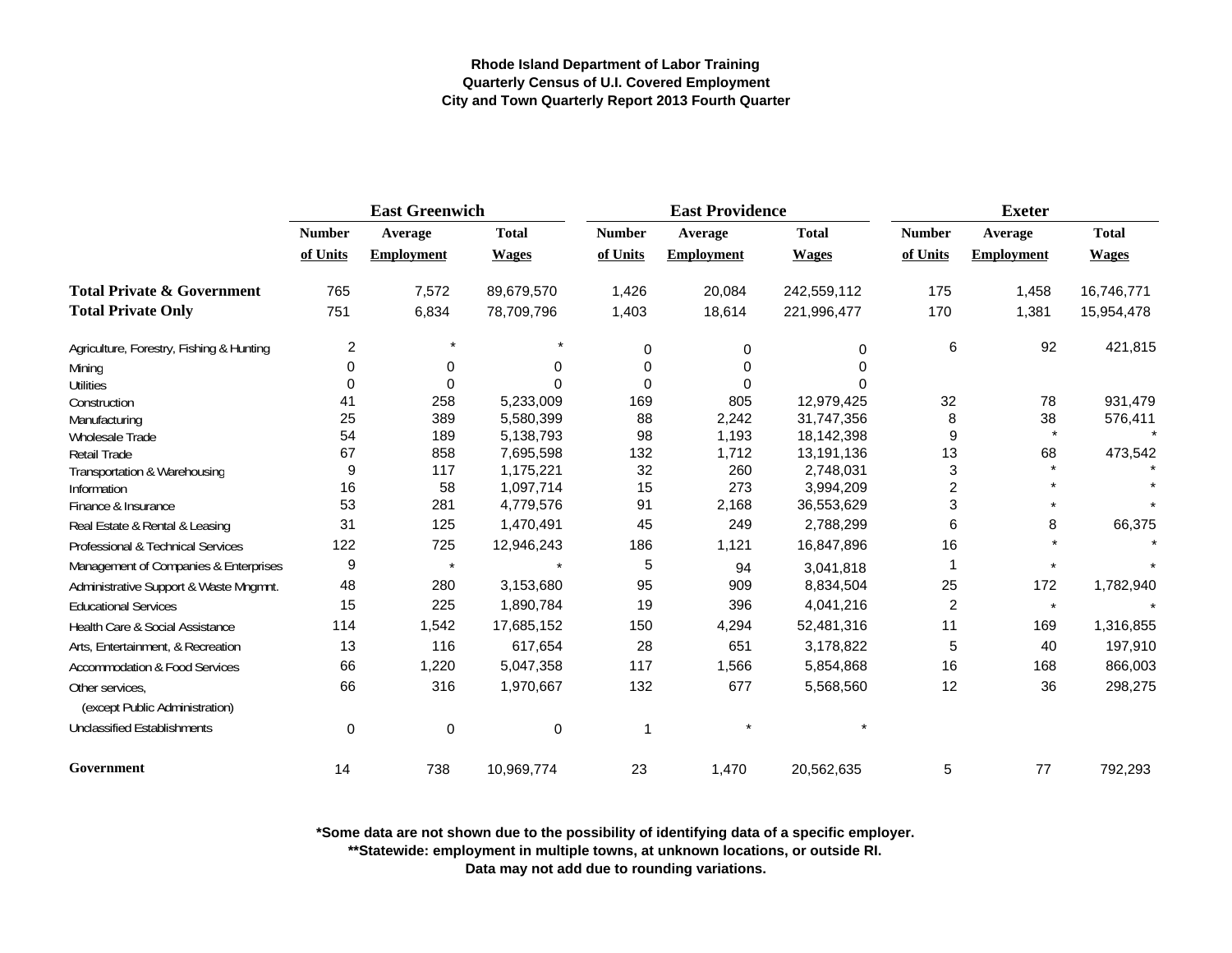**Rhode Island Department of Labor Training**
**Quarterly Census of U.I. Covered Employment**
**City and Town Quarterly Report 2013 Fourth Quarter**

| | East Greenwich | | | East Providence | | | Exeter | | |
|---|---|---|---|---|---|---|---|---|---|
| | Number of Units | Average Employment | Total Wages | Number of Units | Average Employment | Total Wages | Number of Units | Average Employment | Total Wages |
| **Total Private & Government** | 765 | 7,572 | 89,679,570 | 1,426 | 20,084 | 242,559,112 | 175 | 1,458 | 16,746,771 |
| **Total Private Only** | 751 | 6,834 | 78,709,796 | 1,403 | 18,614 | 221,996,477 | 170 | 1,381 | 15,954,478 |
| Agriculture, Forestry, Fishing & Hunting | 2 | * | * | 0 | 0 | 0 | 6 | 92 | 421,815 |
| Mining | 0 | 0 | 0 | 0 | 0 | 0 | | | |
| Utilities | 0 | 0 | 0 | 0 | 0 | 0 | | | |
| Construction | 41 | 258 | 5,233,009 | 169 | 805 | 12,979,425 | 32 | 78 | 931,479 |
| Manufacturing | 25 | 389 | 5,580,399 | 88 | 2,242 | 31,747,356 | 8 | 38 | 576,411 |
| Wholesale Trade | 54 | 189 | 5,138,793 | 98 | 1,193 | 18,142,398 | 9 | * | * |
| Retail Trade | 67 | 858 | 7,695,598 | 132 | 1,712 | 13,191,136 | 13 | 68 | 473,542 |
| Transportation & Warehousing | 9 | 117 | 1,175,221 | 32 | 260 | 2,748,031 | 3 | * | * |
| Information | 16 | 58 | 1,097,714 | 15 | 273 | 3,994,209 | 2 | * | * |
| Finance & Insurance | 53 | 281 | 4,779,576 | 91 | 2,168 | 36,553,629 | 3 | * | * |
| Real Estate & Rental & Leasing | 31 | 125 | 1,470,491 | 45 | 249 | 2,788,299 | 6 | 8 | 66,375 |
| Professional & Technical Services | 122 | 725 | 12,946,243 | 186 | 1,121 | 16,847,896 | 16 | * | * |
| Management of Companies & Enterprises | 9 | * | * | 5 | 94 | 3,041,818 | 1 | * | * |
| Administrative Support & Waste Mngmnt. | 48 | 280 | 3,153,680 | 95 | 909 | 8,834,504 | 25 | 172 | 1,782,940 |
| Educational Services | 15 | 225 | 1,890,784 | 19 | 396 | 4,041,216 | 2 | * | * |
| Health Care & Social Assistance | 114 | 1,542 | 17,685,152 | 150 | 4,294 | 52,481,316 | 11 | 169 | 1,316,855 |
| Arts, Entertainment, & Recreation | 13 | 116 | 617,654 | 28 | 651 | 3,178,822 | 5 | 40 | 197,910 |
| Accommodation & Food Services | 66 | 1,220 | 5,047,358 | 117 | 1,566 | 5,854,868 | 16 | 168 | 866,003 |
| Other services, (except Public Administration) | 66 | 316 | 1,970,667 | 132 | 677 | 5,568,560 | 12 | 36 | 298,275 |
| Unclassified Establishments | 0 | 0 | 0 | 1 | * | * | | | |
| **Government** | 14 | 738 | 10,969,774 | 23 | 1,470 | 20,562,635 | 5 | 77 | 792,293 |

**\*Some data are not shown due to the possibility of identifying data of a specific employer.**
**\*\*Statewide: employment in multiple towns, at unknown locations, or outside RI.**
**Data may not add due to rounding variations.**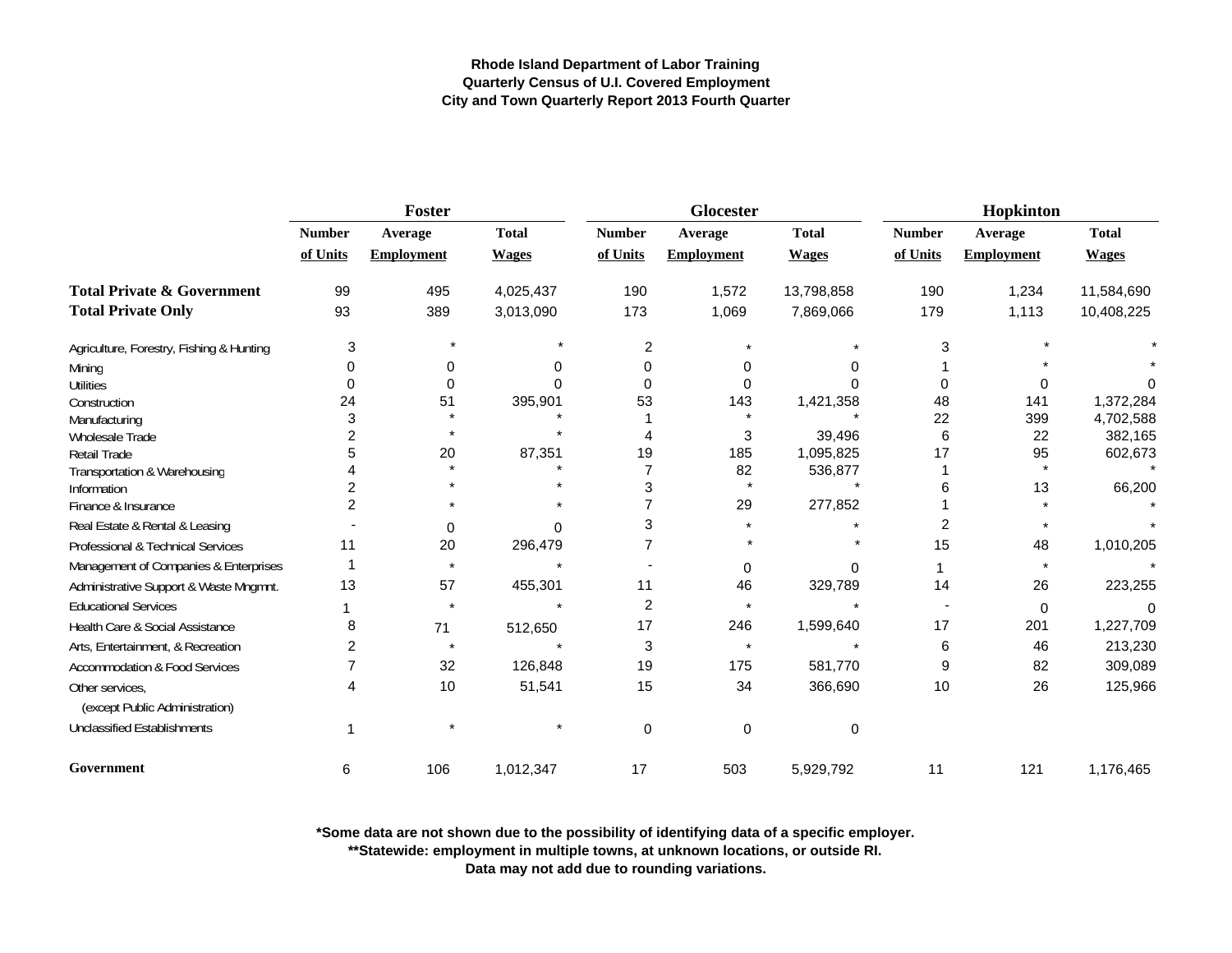**Rhode Island Department of Labor Training**
**Quarterly Census of U.I. Covered Employment**
**City and Town Quarterly Report 2013 Fourth Quarter**

| | Foster | | | Glocester | | | Hopkinton | | |
|---|---|---|---|---|---|---|---|---|---|
| | Number of Units | Average Employment | Total Wages | Number of Units | Average Employment | Total Wages | Number of Units | Average Employment | Total Wages |
| **Total Private & Government** | 99 | 495 | 4,025,437 | 190 | 1,572 | 13,798,858 | 190 | 1,234 | 11,584,690 |
| **Total Private Only** | 93 | 389 | 3,013,090 | 173 | 1,069 | 7,869,066 | 179 | 1,113 | 10,408,225 |
| Agriculture, Forestry, Fishing & Hunting | 3 | * | * | 2 | * | * | 3 | * | * |
| Mining | 0 | 0 | 0 | 0 | 0 | 0 | 1 | * | * |
| Utilities | 0 | 0 | 0 | 0 | 0 | 0 | 0 | 0 | 0 |
| Construction | 24 | 51 | 395,901 | 53 | 143 | 1,421,358 | 48 | 141 | 1,372,284 |
| Manufacturing | 3 | * | * | 1 | * | * | 22 | 399 | 4,702,588 |
| Wholesale Trade | 2 | * | * | 4 | 3 | 39,496 | 6 | 22 | 382,165 |
| Retail Trade | 5 | 20 | 87,351 | 19 | 185 | 1,095,825 | 17 | 95 | 602,673 |
| Transportation & Warehousing | 4 | * | * | 7 | 82 | 536,877 | 1 | * | * |
| Information | 2 | * | * | 3 | * | * | 6 | 13 | 66,200 |
| Finance & Insurance | 2 | * | * | 7 | 29 | 277,852 | 1 | * | * |
| Real Estate & Rental & Leasing | - | 0 | 0 | 3 | * | * | 2 | * | * |
| Professional & Technical Services | 11 | 20 | 296,479 | 7 | * | * | 15 | 48 | 1,010,205 |
| Management of Companies & Enterprises | 1 | * | * | - | 0 | 0 | 1 | * | * |
| Administrative Support & Waste Mngmnt. | 13 | 57 | 455,301 | 11 | 46 | 329,789 | 14 | 26 | 223,255 |
| Educational Services | 1 | * | * | 2 | * | * | - | 0 | 0 |
| Health Care & Social Assistance | 8 | 71 | 512,650 | 17 | 246 | 1,599,640 | 17 | 201 | 1,227,709 |
| Arts, Entertainment, & Recreation | 2 | * | * | 3 | * | * | 6 | 46 | 213,230 |
| Accommodation & Food Services | 7 | 32 | 126,848 | 19 | 175 | 581,770 | 9 | 82 | 309,089 |
| Other services, (except Public Administration) | 4 | 10 | 51,541 | 15 | 34 | 366,690 | 10 | 26 | 125,966 |
| Unclassified Establishments | 1 | * | * | 0 | 0 | 0 | | | |
| **Government** | 6 | 106 | 1,012,347 | 17 | 503 | 5,929,792 | 11 | 121 | 1,176,465 |

**\*Some data are not shown due to the possibility of identifying data of a specific employer.**
**\*\*Statewide: employment in multiple towns, at unknown locations, or outside RI.**
**Data may not add due to rounding variations.**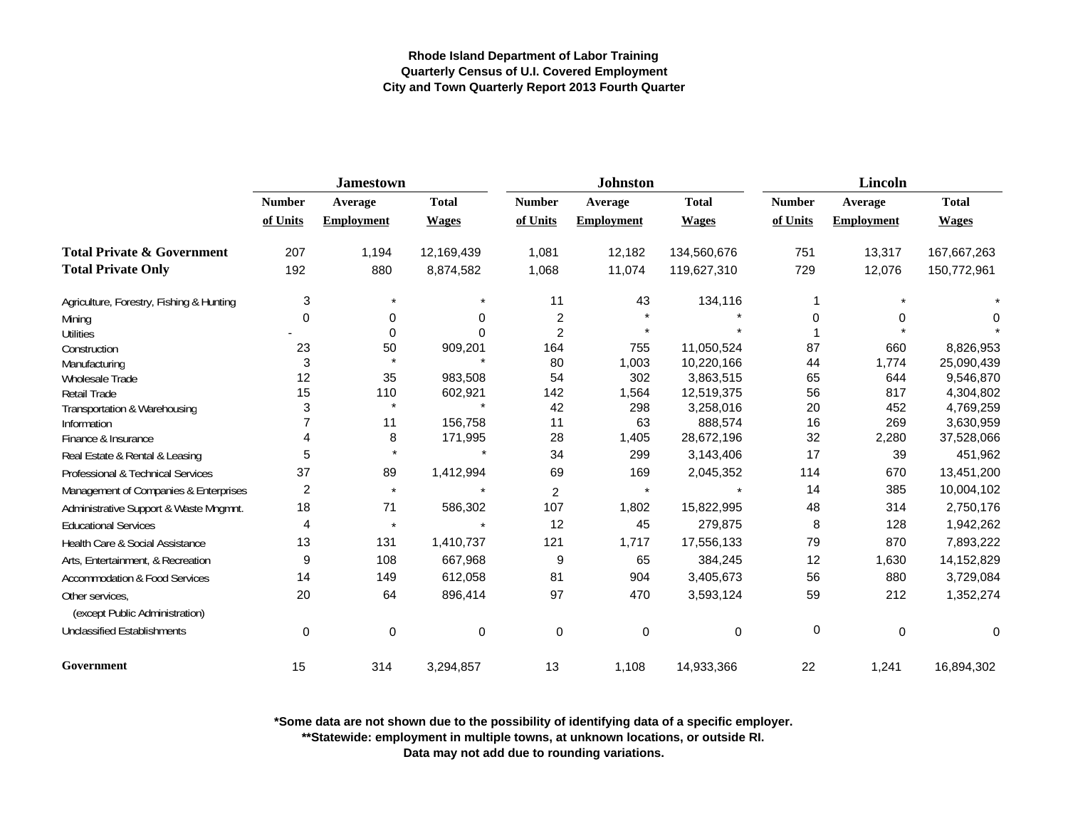**Rhode Island Department of Labor Training**
**Quarterly Census of U.I. Covered Employment**
**City and Town Quarterly Report 2013 Fourth Quarter**

| | Jamestown | | | Johnston | | | Lincoln | | |
|---|---|---|---|---|---|---|---|---|---|
| | Number of Units | Average Employment | Total Wages | Number of Units | Average Employment | Total Wages | Number of Units | Average Employment | Total Wages |
| **Total Private & Government** | 207 | 1,194 | 12,169,439 | 1,081 | 12,182 | 134,560,676 | 751 | 13,317 | 167,667,263 |
| **Total Private Only** | 192 | 880 | 8,874,582 | 1,068 | 11,074 | 119,627,310 | 729 | 12,076 | 150,772,961 |
| Agriculture, Forestry, Fishing & Hunting | 3 | * | * | 11 | 43 | 134,116 | 1 | * | * |
| Mining | 0 | 0 | 0 | 2 | * | * | 0 | 0 | 0 |
| Utilities | - | 0 | 0 | 2 | * | * | 1 | * | * |
| Construction | 23 | 50 | 909,201 | 164 | 755 | 11,050,524 | 87 | 660 | 8,826,953 |
| Manufacturing | 3 | * | * | 80 | 1,003 | 10,220,166 | 44 | 1,774 | 25,090,439 |
| Wholesale Trade | 12 | 35 | 983,508 | 54 | 302 | 3,863,515 | 65 | 644 | 9,546,870 |
| Retail Trade | 15 | 110 | 602,921 | 142 | 1,564 | 12,519,375 | 56 | 817 | 4,304,802 |
| Transportation & Warehousing | 3 | * | * | 42 | 298 | 3,258,016 | 20 | 452 | 4,769,259 |
| Information | 7 | 11 | 156,758 | 11 | 63 | 888,574 | 16 | 269 | 3,630,959 |
| Finance & Insurance | 4 | 8 | 171,995 | 28 | 1,405 | 28,672,196 | 32 | 2,280 | 37,528,066 |
| Real Estate & Rental & Leasing | 5 | * | * | 34 | 299 | 3,143,406 | 17 | 39 | 451,962 |
| Professional & Technical Services | 37 | 89 | 1,412,994 | 69 | 169 | 2,045,352 | 114 | 670 | 13,451,200 |
| Management of Companies & Enterprises | 2 | * | * | 2 | * | * | 14 | 385 | 10,004,102 |
| Administrative Support & Waste Mngmnt. | 18 | 71 | 586,302 | 107 | 1,802 | 15,822,995 | 48 | 314 | 2,750,176 |
| Educational Services | 4 | * | * | 12 | 45 | 279,875 | 8 | 128 | 1,942,262 |
| Health Care & Social Assistance | 13 | 131 | 1,410,737 | 121 | 1,717 | 17,556,133 | 79 | 870 | 7,893,222 |
| Arts, Entertainment, & Recreation | 9 | 108 | 667,968 | 9 | 65 | 384,245 | 12 | 1,630 | 14,152,829 |
| Accommodation & Food Services | 14 | 149 | 612,058 | 81 | 904 | 3,405,673 | 56 | 880 | 3,729,084 |
| Other services, (except Public Administration) | 20 | 64 | 896,414 | 97 | 470 | 3,593,124 | 59 | 212 | 1,352,274 |
| Unclassified Establishments | 0 | 0 | 0 | 0 | 0 | 0 | 0 | 0 | 0 |
| **Government** | 15 | 314 | 3,294,857 | 13 | 1,108 | 14,933,366 | 22 | 1,241 | 16,894,302 |

**\*Some data are not shown due to the possibility of identifying data of a specific employer.**
**\*\*Statewide: employment in multiple towns, at unknown locations, or outside RI.**
**Data may not add due to rounding variations.**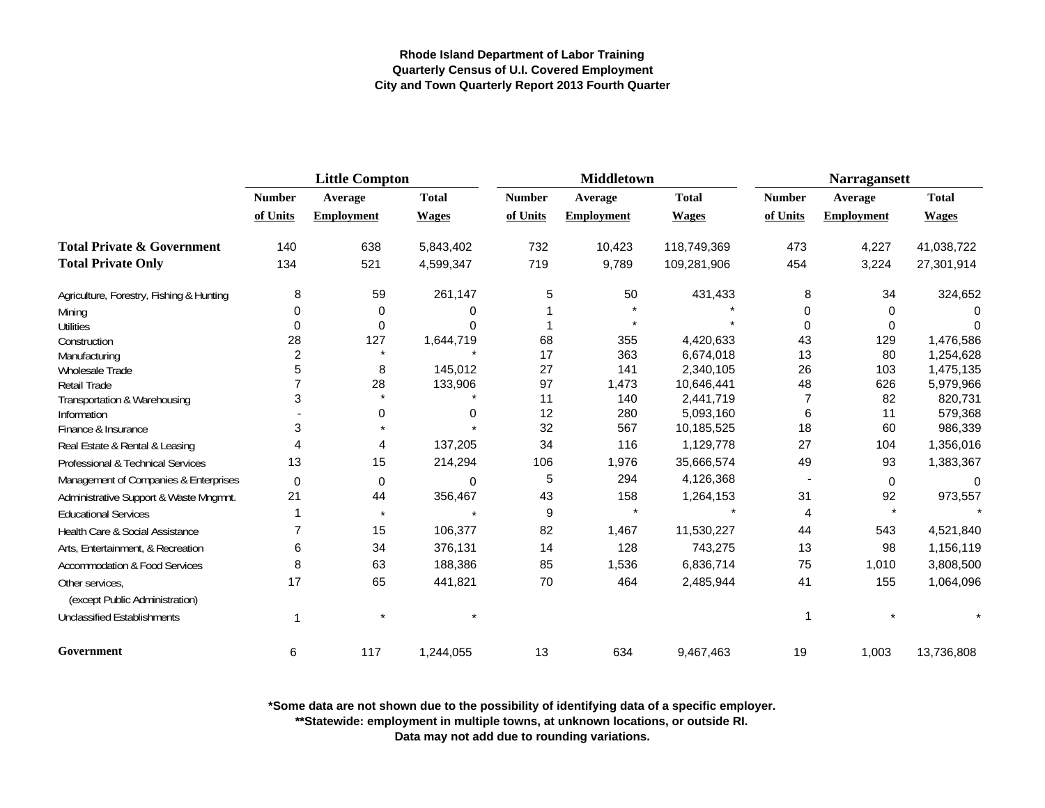**Rhode Island Department of Labor Training**
**Quarterly Census of U.I. Covered Employment**
**City and Town Quarterly Report 2013 Fourth Quarter**

| | Little Compton | | | Middletown | | | Narragansett | | |
|---|---|---|---|---|---|---|---|---|---|
| | Number of Units | Average Employment | Total Wages | Number of Units | Average Employment | Total Wages | Number of Units | Average Employment | Total Wages |
| **Total Private & Government** | 140 | 638 | 5,843,402 | 732 | 10,423 | 118,749,369 | 473 | 4,227 | 41,038,722 |
| **Total Private Only** | 134 | 521 | 4,599,347 | 719 | 9,789 | 109,281,906 | 454 | 3,224 | 27,301,914 |
| Agriculture, Forestry, Fishing & Hunting | 8 | 59 | 261,147 | 5 | 50 | 431,433 | 8 | 34 | 324,652 |
| Mining | 0 | 0 | 0 | 1 | * | * | 0 | 0 | 0 |
| Utilities | 0 | 0 | 0 | 1 | * | * | 0 | 0 | 0 |
| Construction | 28 | 127 | 1,644,719 | 68 | 355 | 4,420,633 | 43 | 129 | 1,476,586 |
| Manufacturing | 2 | * | * | 17 | 363 | 6,674,018 | 13 | 80 | 1,254,628 |
| Wholesale Trade | 5 | 8 | 145,012 | 27 | 141 | 2,340,105 | 26 | 103 | 1,475,135 |
| Retail Trade | 7 | 28 | 133,906 | 97 | 1,473 | 10,646,441 | 48 | 626 | 5,979,966 |
| Transportation & Warehousing | 3 | * | * | 11 | 140 | 2,441,719 | 7 | 82 | 820,731 |
| Information | - | 0 | 0 | 12 | 280 | 5,093,160 | 6 | 11 | 579,368 |
| Finance & Insurance | 3 | * | * | 32 | 567 | 10,185,525 | 18 | 60 | 986,339 |
| Real Estate & Rental & Leasing | 4 | 4 | 137,205 | 34 | 116 | 1,129,778 | 27 | 104 | 1,356,016 |
| Professional & Technical Services | 13 | 15 | 214,294 | 106 | 1,976 | 35,666,574 | 49 | 93 | 1,383,367 |
| Management of Companies & Enterprises | 0 | 0 | 0 | 5 | 294 | 4,126,368 | - | 0 | 0 |
| Administrative Support & Waste Mngmnt. | 21 | 44 | 356,467 | 43 | 158 | 1,264,153 | 31 | 92 | 973,557 |
| Educational Services | 1 | * | * | 9 | * | * | 4 | * | * |
| Health Care & Social Assistance | 7 | 15 | 106,377 | 82 | 1,467 | 11,530,227 | 44 | 543 | 4,521,840 |
| Arts, Entertainment, & Recreation | 6 | 34 | 376,131 | 14 | 128 | 743,275 | 13 | 98 | 1,156,119 |
| Accommodation & Food Services | 8 | 63 | 188,386 | 85 | 1,536 | 6,836,714 | 75 | 1,010 | 3,808,500 |
| Other services, (except Public Administration) | 17 | 65 | 441,821 | 70 | 464 | 2,485,944 | 41 | 155 | 1,064,096 |
| Unclassified Establishments | 1 | * | * | | | | 1 | * | * |
| **Government** | 6 | 117 | 1,244,055 | 13 | 634 | 9,467,463 | 19 | 1,003 | 13,736,808 |

**\*Some data are not shown due to the possibility of identifying data of a specific employer.**
**\*\*Statewide: employment in multiple towns, at unknown locations, or outside RI.**
**Data may not add due to rounding variations.**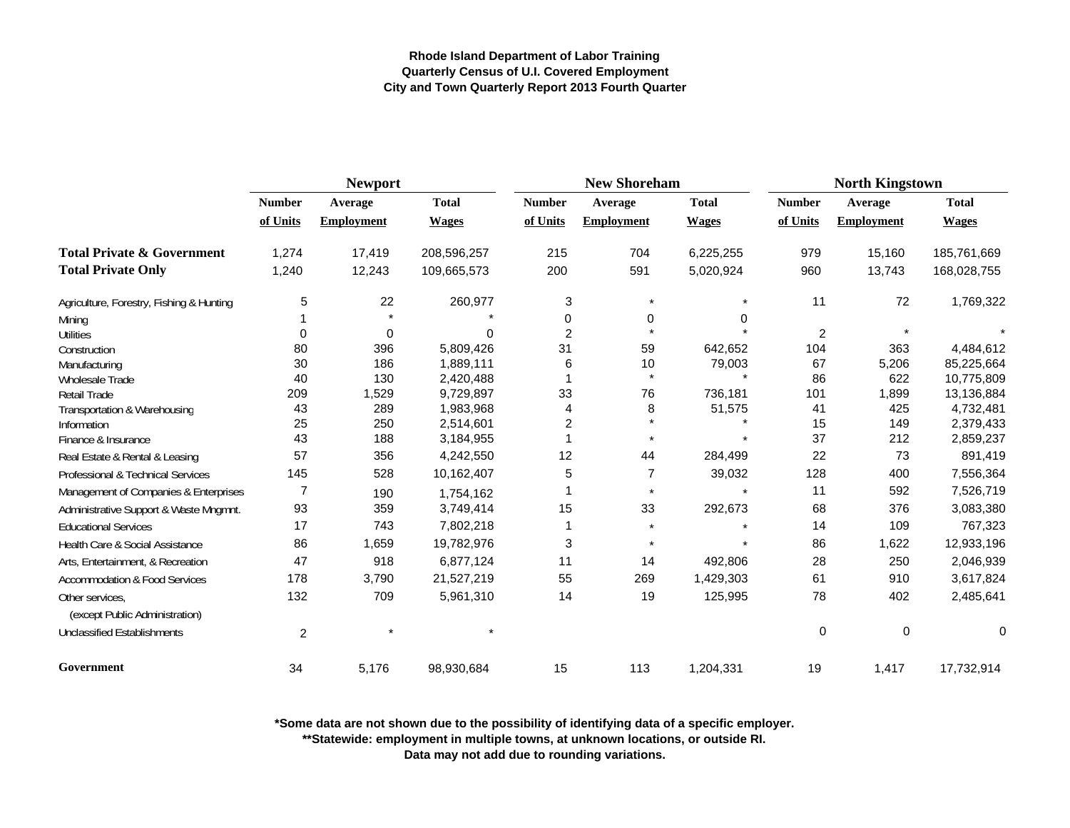**Rhode Island Department of Labor Training**
**Quarterly Census of U.I. Covered Employment**
**City and Town Quarterly Report 2013 Fourth Quarter**

| | Newport | | | New Shoreham | | | North Kingstown | | |
|---|---|---|---|---|---|---|---|---|---|
| | Number of Units | Average Employment | Total Wages | Number of Units | Average Employment | Total Wages | Number of Units | Average Employment | Total Wages |
| **Total Private & Government** | 1,274 | 17,419 | 208,596,257 | 215 | 704 | 6,225,255 | 979 | 15,160 | 185,761,669 |
| **Total Private Only** | 1,240 | 12,243 | 109,665,573 | 200 | 591 | 5,020,924 | 960 | 13,743 | 168,028,755 |
| Agriculture, Forestry, Fishing & Hunting | 5 | 22 | 260,977 | 3 | * | * | 11 | 72 | 1,769,322 |
| Mining | 1 | * | * | 0 | 0 | 0 | | | |
| Utilities | 0 | 0 | 0 | 2 | * | * | 2 | * | * |
| Construction | 80 | 396 | 5,809,426 | 31 | 59 | 642,652 | 104 | 363 | 4,484,612 |
| Manufacturing | 30 | 186 | 1,889,111 | 6 | 10 | 79,003 | 67 | 5,206 | 85,225,664 |
| Wholesale Trade | 40 | 130 | 2,420,488 | 1 | * | * | 86 | 622 | 10,775,809 |
| Retail Trade | 209 | 1,529 | 9,729,897 | 33 | 76 | 736,181 | 101 | 1,899 | 13,136,884 |
| Transportation & Warehousing | 43 | 289 | 1,983,968 | 4 | 8 | 51,575 | 41 | 425 | 4,732,481 |
| Information | 25 | 250 | 2,514,601 | 2 | * | * | 15 | 149 | 2,379,433 |
| Finance & Insurance | 43 | 188 | 3,184,955 | 1 | * | * | 37 | 212 | 2,859,237 |
| Real Estate & Rental & Leasing | 57 | 356 | 4,242,550 | 12 | 44 | 284,499 | 22 | 73 | 891,419 |
| Professional & Technical Services | 145 | 528 | 10,162,407 | 5 | 7 | 39,032 | 128 | 400 | 7,556,364 |
| Management of Companies & Enterprises | 7 | 190 | 1,754,162 | 1 | * | * | 11 | 592 | 7,526,719 |
| Administrative Support & Waste Mngmnt. | 93 | 359 | 3,749,414 | 15 | 33 | 292,673 | 68 | 376 | 3,083,380 |
| Educational Services | 17 | 743 | 7,802,218 | 1 | * | * | 14 | 109 | 767,323 |
| Health Care & Social Assistance | 86 | 1,659 | 19,782,976 | 3 | * | * | 86 | 1,622 | 12,933,196 |
| Arts, Entertainment, & Recreation | 47 | 918 | 6,877,124 | 11 | 14 | 492,806 | 28 | 250 | 2,046,939 |
| Accommodation & Food Services | 178 | 3,790 | 21,527,219 | 55 | 269 | 1,429,303 | 61 | 910 | 3,617,824 |
| Other services, (except Public Administration) | 132 | 709 | 5,961,310 | 14 | 19 | 125,995 | 78 | 402 | 2,485,641 |
| Unclassified Establishments | 2 | * | * | | | | 0 | 0 | 0 |
| **Government** | 34 | 5,176 | 98,930,684 | 15 | 113 | 1,204,331 | 19 | 1,417 | 17,732,914 |

**\*Some data are not shown due to the possibility of identifying data of a specific employer.**
**\*\*Statewide: employment in multiple towns, at unknown locations, or outside RI.**
**Data may not add due to rounding variations.**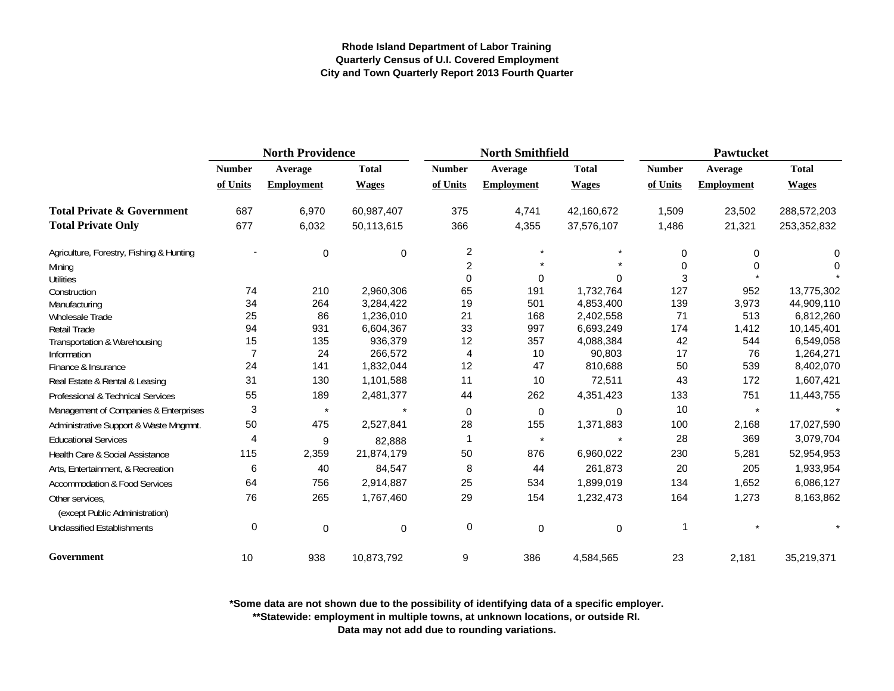**Rhode Island Department of Labor Training**
**Quarterly Census of U.I. Covered Employment**
**City and Town Quarterly Report 2013 Fourth Quarter**

| | North Providence | | | North Smithfield | | | Pawtucket | | |
|---|---|---|---|---|---|---|---|---|---|
| | Number of Units | Average Employment | Total Wages | Number of Units | Average Employment | Total Wages | Number of Units | Average Employment | Total Wages |
| **Total Private & Government** | 687 | 6,970 | 60,987,407 | 375 | 4,741 | 42,160,672 | 1,509 | 23,502 | 288,572,203 |
| **Total Private Only** | 677 | 6,032 | 50,113,615 | 366 | 4,355 | 37,576,107 | 1,486 | 21,321 | 253,352,832 |
| Agriculture, Forestry, Fishing & Hunting | - | 0 | 0 | 2 | * | * | 0 | 0 | 0 |
| Mining | | | | 2 | * | * | 0 | 0 | 0 |
| Utilities | | | | 0 | 0 | 0 | 3 | * | * |
| Construction | 74 | 210 | 2,960,306 | 65 | 191 | 1,732,764 | 127 | 952 | 13,775,302 |
| Manufacturing | 34 | 264 | 3,284,422 | 19 | 501 | 4,853,400 | 139 | 3,973 | 44,909,110 |
| Wholesale Trade | 25 | 86 | 1,236,010 | 21 | 168 | 2,402,558 | 71 | 513 | 6,812,260 |
| Retail Trade | 94 | 931 | 6,604,367 | 33 | 997 | 6,693,249 | 174 | 1,412 | 10,145,401 |
| Transportation & Warehousing | 15 | 135 | 936,379 | 12 | 357 | 4,088,384 | 42 | 544 | 6,549,058 |
| Information | 7 | 24 | 266,572 | 4 | 10 | 90,803 | 17 | 76 | 1,264,271 |
| Finance & Insurance | 24 | 141 | 1,832,044 | 12 | 47 | 810,688 | 50 | 539 | 8,402,070 |
| Real Estate & Rental & Leasing | 31 | 130 | 1,101,588 | 11 | 10 | 72,511 | 43 | 172 | 1,607,421 |
| Professional & Technical Services | 55 | 189 | 2,481,377 | 44 | 262 | 4,351,423 | 133 | 751 | 11,443,755 |
| Management of Companies & Enterprises | 3 | * | * | 0 | 0 | 0 | 10 | * | * |
| Administrative Support & Waste Mngmnt. | 50 | 475 | 2,527,841 | 28 | 155 | 1,371,883 | 100 | 2,168 | 17,027,590 |
| Educational Services | 4 | 9 | 82,888 | 1 | * | * | 28 | 369 | 3,079,704 |
| Health Care & Social Assistance | 115 | 2,359 | 21,874,179 | 50 | 876 | 6,960,022 | 230 | 5,281 | 52,954,953 |
| Arts, Entertainment, & Recreation | 6 | 40 | 84,547 | 8 | 44 | 261,873 | 20 | 205 | 1,933,954 |
| Accommodation & Food Services | 64 | 756 | 2,914,887 | 25 | 534 | 1,899,019 | 134 | 1,652 | 6,086,127 |
| Other services, (except Public Administration) | 76 | 265 | 1,767,460 | 29 | 154 | 1,232,473 | 164 | 1,273 | 8,163,862 |
| Unclassified Establishments | 0 | 0 | 0 | 0 | 0 | 0 | 1 | * | * |
| **Government** | 10 | 938 | 10,873,792 | 9 | 386 | 4,584,565 | 23 | 2,181 | 35,219,371 |

**\*Some data are not shown due to the possibility of identifying data of a specific employer.**
**\*\*Statewide: employment in multiple towns, at unknown locations, or outside RI.**
**Data may not add due to rounding variations.**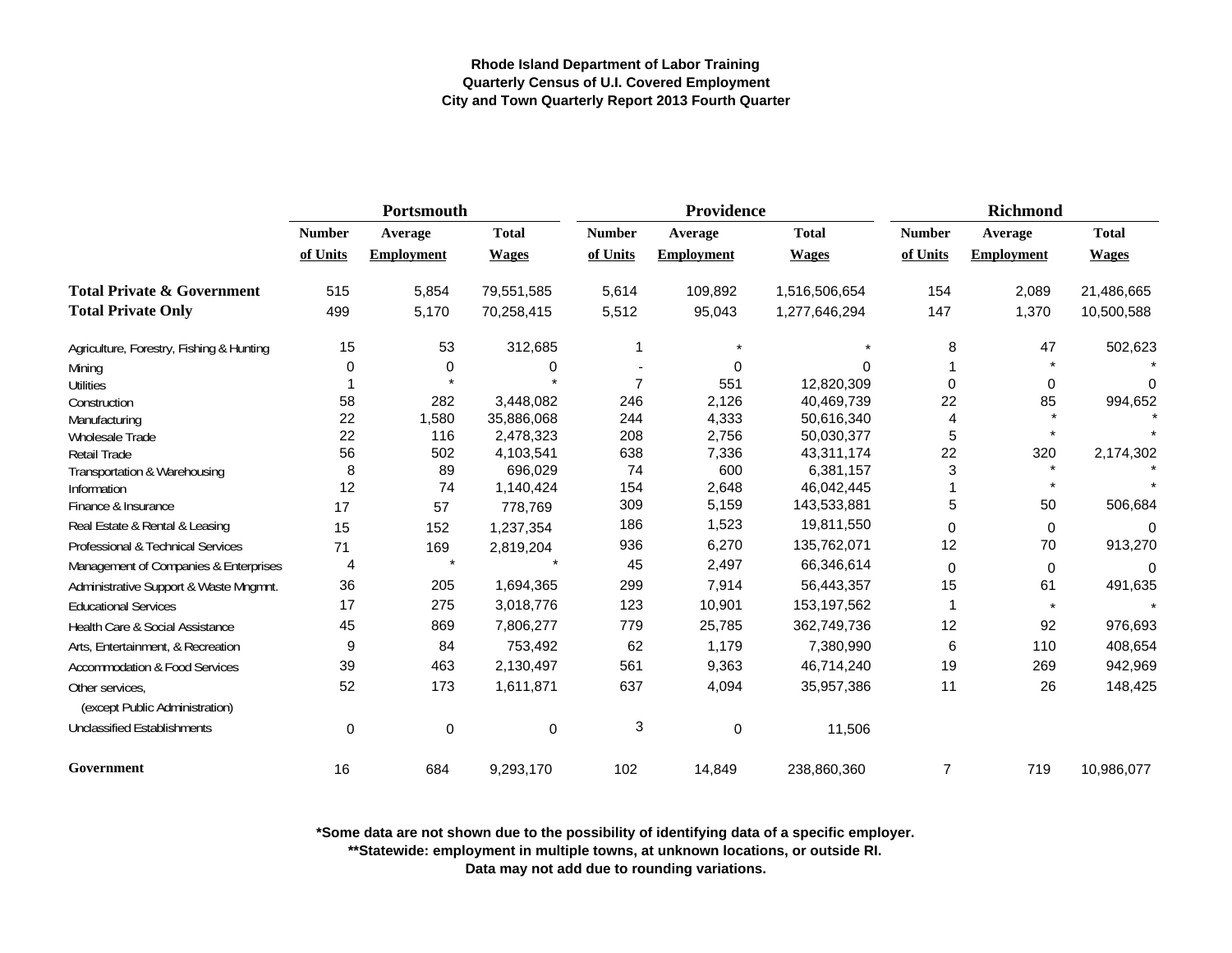**Rhode Island Department of Labor Training**
**Quarterly Census of U.I. Covered Employment**
**City and Town Quarterly Report 2013 Fourth Quarter**

| | Portsmouth | | | Providence | | | Richmond | | |
|---|---|---|---|---|---|---|---|---|---|
| | Number of Units | Average Employment | Total Wages | Number of Units | Average Employment | Total Wages | Number of Units | Average Employment | Total Wages |
| **Total Private & Government** | 515 | 5,854 | 79,551,585 | 5,614 | 109,892 | 1,516,506,654 | 154 | 2,089 | 21,486,665 |
| **Total Private Only** | 499 | 5,170 | 70,258,415 | 5,512 | 95,043 | 1,277,646,294 | 147 | 1,370 | 10,500,588 |
| Agriculture, Forestry, Fishing & Hunting | 15 | 53 | 312,685 | 1 | * | * | 8 | 47 | 502,623 |
| Mining | 0 | 0 | 0 | - | 0 | 0 | 1 | * | * |
| Utilities | 1 | * | * | 7 | 551 | 12,820,309 | 0 | 0 | 0 |
| Construction | 58 | 282 | 3,448,082 | 246 | 2,126 | 40,469,739 | 22 | 85 | 994,652 |
| Manufacturing | 22 | 1,580 | 35,886,068 | 244 | 4,333 | 50,616,340 | 4 | * | * |
| Wholesale Trade | 22 | 116 | 2,478,323 | 208 | 2,756 | 50,030,377 | 5 | * | * |
| Retail Trade | 56 | 502 | 4,103,541 | 638 | 7,336 | 43,311,174 | 22 | 320 | 2,174,302 |
| Transportation & Warehousing | 8 | 89 | 696,029 | 74 | 600 | 6,381,157 | 3 | * | * |
| Information | 12 | 74 | 1,140,424 | 154 | 2,648 | 46,042,445 | 1 | * | * |
| Finance & Insurance | 17 | 57 | 778,769 | 309 | 5,159 | 143,533,881 | 5 | 50 | 506,684 |
| Real Estate & Rental & Leasing | 15 | 152 | 1,237,354 | 186 | 1,523 | 19,811,550 | 0 | 0 | 0 |
| Professional & Technical Services | 71 | 169 | 2,819,204 | 936 | 6,270 | 135,762,071 | 12 | 70 | 913,270 |
| Management of Companies & Enterprises | 4 | * | * | 45 | 2,497 | 66,346,614 | 0 | 0 | 0 |
| Administrative Support & Waste Mngmnt. | 36 | 205 | 1,694,365 | 299 | 7,914 | 56,443,357 | 15 | 61 | 491,635 |
| Educational Services | 17 | 275 | 3,018,776 | 123 | 10,901 | 153,197,562 | 1 | * | * |
| Health Care & Social Assistance | 45 | 869 | 7,806,277 | 779 | 25,785 | 362,749,736 | 12 | 92 | 976,693 |
| Arts, Entertainment, & Recreation | 9 | 84 | 753,492 | 62 | 1,179 | 7,380,990 | 6 | 110 | 408,654 |
| Accommodation & Food Services | 39 | 463 | 2,130,497 | 561 | 9,363 | 46,714,240 | 19 | 269 | 942,969 |
| Other services, (except Public Administration) | 52 | 173 | 1,611,871 | 637 | 4,094 | 35,957,386 | 11 | 26 | 148,425 |
| Unclassified Establishments | 0 | 0 | 0 | 3 | 0 | 11,506 | | | |
| **Government** | 16 | 684 | 9,293,170 | 102 | 14,849 | 238,860,360 | 7 | 719 | 10,986,077 |

**\*Some data are not shown due to the possibility of identifying data of a specific employer.**
**\*\*Statewide: employment in multiple towns, at unknown locations, or outside RI.**
**Data may not add due to rounding variations.**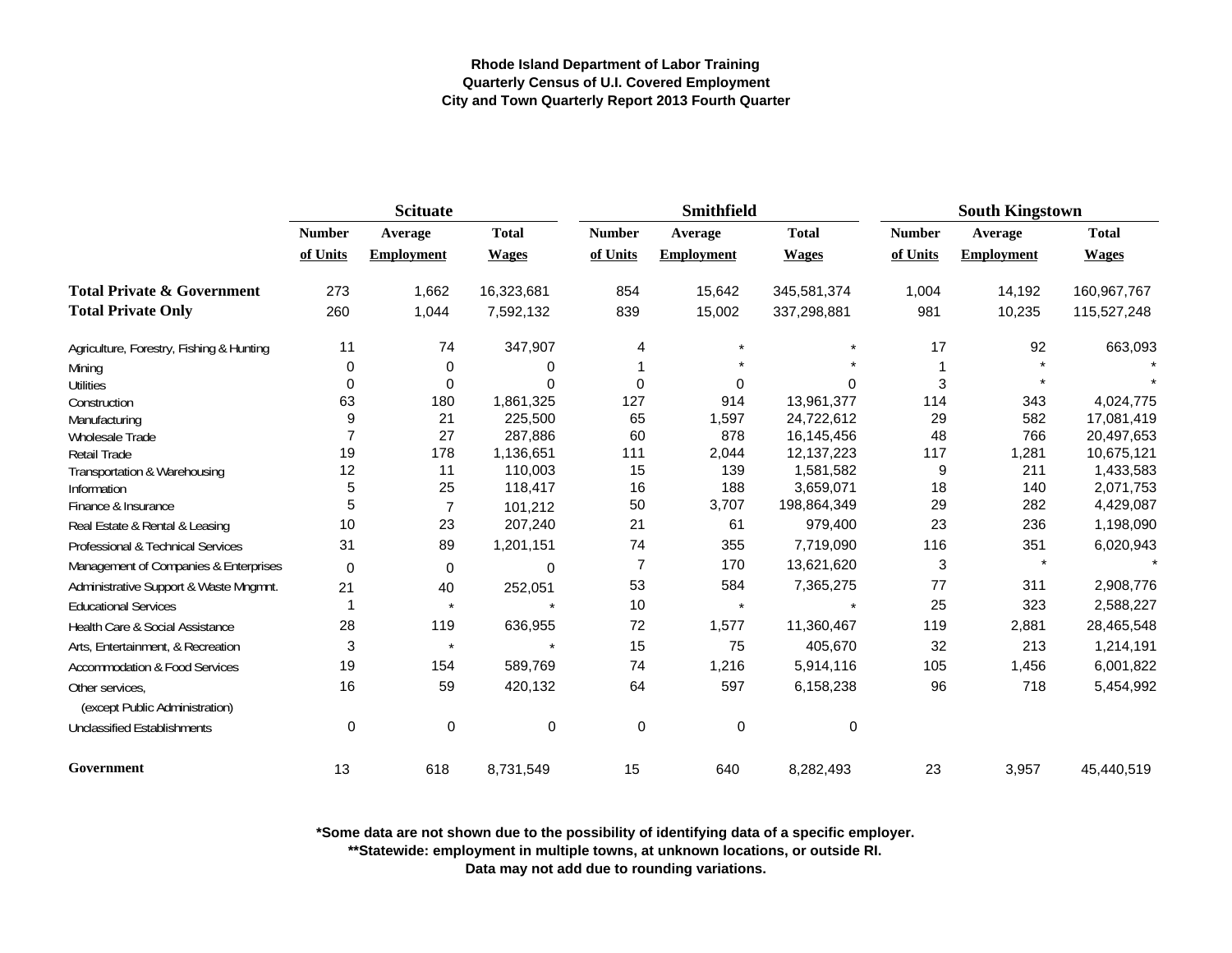**Rhode Island Department of Labor Training**
**Quarterly Census of U.I. Covered Employment**
**City and Town Quarterly Report 2013 Fourth Quarter**

| | Scituate | | | Smithfield | | | South Kingstown | | |
|---|---|---|---|---|---|---|---|---|---|
| | Number of Units | Average Employment | Total Wages | Number of Units | Average Employment | Total Wages | Number of Units | Average Employment | Total Wages |
| **Total Private & Government** | 273 | 1,662 | 16,323,681 | 854 | 15,642 | 345,581,374 | 1,004 | 14,192 | 160,967,767 |
| **Total Private Only** | 260 | 1,044 | 7,592,132 | 839 | 15,002 | 337,298,881 | 981 | 10,235 | 115,527,248 |
| Agriculture, Forestry, Fishing & Hunting | 11 | 74 | 347,907 | 4 | * | * | 17 | 92 | 663,093 |
| Mining | 0 | 0 | 0 | 1 | * | * | 1 | * | * |
| Utilities | 0 | 0 | 0 | 0 | 0 | 0 | 3 | * | * |
| Construction | 63 | 180 | 1,861,325 | 127 | 914 | 13,961,377 | 114 | 343 | 4,024,775 |
| Manufacturing | 9 | 21 | 225,500 | 65 | 1,597 | 24,722,612 | 29 | 582 | 17,081,419 |
| Wholesale Trade | 7 | 27 | 287,886 | 60 | 878 | 16,145,456 | 48 | 766 | 20,497,653 |
| Retail Trade | 19 | 178 | 1,136,651 | 111 | 2,044 | 12,137,223 | 117 | 1,281 | 10,675,121 |
| Transportation & Warehousing | 12 | 11 | 110,003 | 15 | 139 | 1,581,582 | 9 | 211 | 1,433,583 |
| Information | 5 | 25 | 118,417 | 16 | 188 | 3,659,071 | 18 | 140 | 2,071,753 |
| Finance & Insurance | 5 | 7 | 101,212 | 50 | 3,707 | 198,864,349 | 29 | 282 | 4,429,087 |
| Real Estate & Rental & Leasing | 10 | 23 | 207,240 | 21 | 61 | 979,400 | 23 | 236 | 1,198,090 |
| Professional & Technical Services | 31 | 89 | 1,201,151 | 74 | 355 | 7,719,090 | 116 | 351 | 6,020,943 |
| Management of Companies & Enterprises | 0 | 0 | 0 | 7 | 170 | 13,621,620 | 3 | * | * |
| Administrative Support & Waste Mngmnt. | 21 | 40 | 252,051 | 53 | 584 | 7,365,275 | 77 | 311 | 2,908,776 |
| Educational Services | 1 | * | * | 10 | * | * | 25 | 323 | 2,588,227 |
| Health Care & Social Assistance | 28 | 119 | 636,955 | 72 | 1,577 | 11,360,467 | 119 | 2,881 | 28,465,548 |
| Arts, Entertainment, & Recreation | 3 | * | * | 15 | 75 | 405,670 | 32 | 213 | 1,214,191 |
| Accommodation & Food Services | 19 | 154 | 589,769 | 74 | 1,216 | 5,914,116 | 105 | 1,456 | 6,001,822 |
| Other services, (except Public Administration) | 16 | 59 | 420,132 | 64 | 597 | 6,158,238 | 96 | 718 | 5,454,992 |
| Unclassified Establishments | 0 | 0 | 0 | 0 | 0 | 0 | | | |
| **Government** | 13 | 618 | 8,731,549 | 15 | 640 | 8,282,493 | 23 | 3,957 | 45,440,519 |

**\*Some data are not shown due to the possibility of identifying data of a specific employer.**
**\*\*Statewide: employment in multiple towns, at unknown locations, or outside RI.**
**Data may not add due to rounding variations.**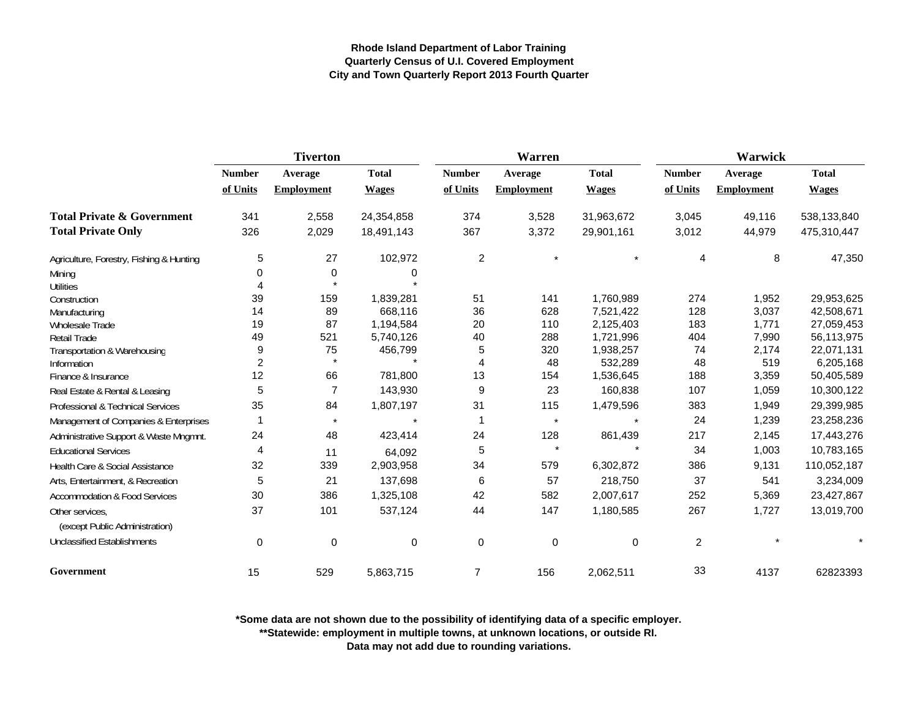**Rhode Island Department of Labor Training**
**Quarterly Census of U.I. Covered Employment**
**City and Town Quarterly Report 2013 Fourth Quarter**

| | Tiverton | | | Warren | | | Warwick | | |
|---|---|---|---|---|---|---|---|---|---|
| | Number of Units | Average Employment | Total Wages | Number of Units | Average Employment | Total Wages | Number of Units | Average Employment | Total Wages |
| **Total Private & Government** | 341 | 2,558 | 24,354,858 | 374 | 3,528 | 31,963,672 | 3,045 | 49,116 | 538,133,840 |
| **Total Private Only** | 326 | 2,029 | 18,491,143 | 367 | 3,372 | 29,901,161 | 3,012 | 44,979 | 475,310,447 |
| Agriculture, Forestry, Fishing & Hunting | 5 | 27 | 102,972 | 2 | * | * | 4 | 8 | 47,350 |
| Mining | 0 | 0 | 0 | | | | | | |
| Utilities | 4 | * | * | | | | | | |
| Construction | 39 | 159 | 1,839,281 | 51 | 141 | 1,760,989 | 274 | 1,952 | 29,953,625 |
| Manufacturing | 14 | 89 | 668,116 | 36 | 628 | 7,521,422 | 128 | 3,037 | 42,508,671 |
| Wholesale Trade | 19 | 87 | 1,194,584 | 20 | 110 | 2,125,403 | 183 | 1,771 | 27,059,453 |
| Retail Trade | 49 | 521 | 5,740,126 | 40 | 288 | 1,721,996 | 404 | 7,990 | 56,113,975 |
| Transportation & Warehousing | 9 | 75 | 456,799 | 5 | 320 | 1,938,257 | 74 | 2,174 | 22,071,131 |
| Information | 2 | * | * | 4 | 48 | 532,289 | 48 | 519 | 6,205,168 |
| Finance & Insurance | 12 | 66 | 781,800 | 13 | 154 | 1,536,645 | 188 | 3,359 | 50,405,589 |
| Real Estate & Rental & Leasing | 5 | 7 | 143,930 | 9 | 23 | 160,838 | 107 | 1,059 | 10,300,122 |
| Professional & Technical Services | 35 | 84 | 1,807,197 | 31 | 115 | 1,479,596 | 383 | 1,949 | 29,399,985 |
| Management of Companies & Enterprises | 1 | * | * | 1 | * | * | 24 | 1,239 | 23,258,236 |
| Administrative Support & Waste Mngmnt. | 24 | 48 | 423,414 | 24 | 128 | 861,439 | 217 | 2,145 | 17,443,276 |
| Educational Services | 4 | 11 | 64,092 | 5 | * | * | 34 | 1,003 | 10,783,165 |
| Health Care & Social Assistance | 32 | 339 | 2,903,958 | 34 | 579 | 6,302,872 | 386 | 9,131 | 110,052,187 |
| Arts, Entertainment, & Recreation | 5 | 21 | 137,698 | 6 | 57 | 218,750 | 37 | 541 | 3,234,009 |
| Accommodation & Food Services | 30 | 386 | 1,325,108 | 42 | 582 | 2,007,617 | 252 | 5,369 | 23,427,867 |
| Other services, (except Public Administration) | 37 | 101 | 537,124 | 44 | 147 | 1,180,585 | 267 | 1,727 | 13,019,700 |
| Unclassified Establishments | 0 | 0 | 0 | 0 | 0 | 0 | 2 | * | * |
| **Government** | 15 | 529 | 5,863,715 | 7 | 156 | 2,062,511 | 33 | 4137 | 62823393 |

**\*Some data are not shown due to the possibility of identifying data of a specific employer.**
**\*\*Statewide: employment in multiple towns, at unknown locations, or outside RI.**
**Data may not add due to rounding variations.**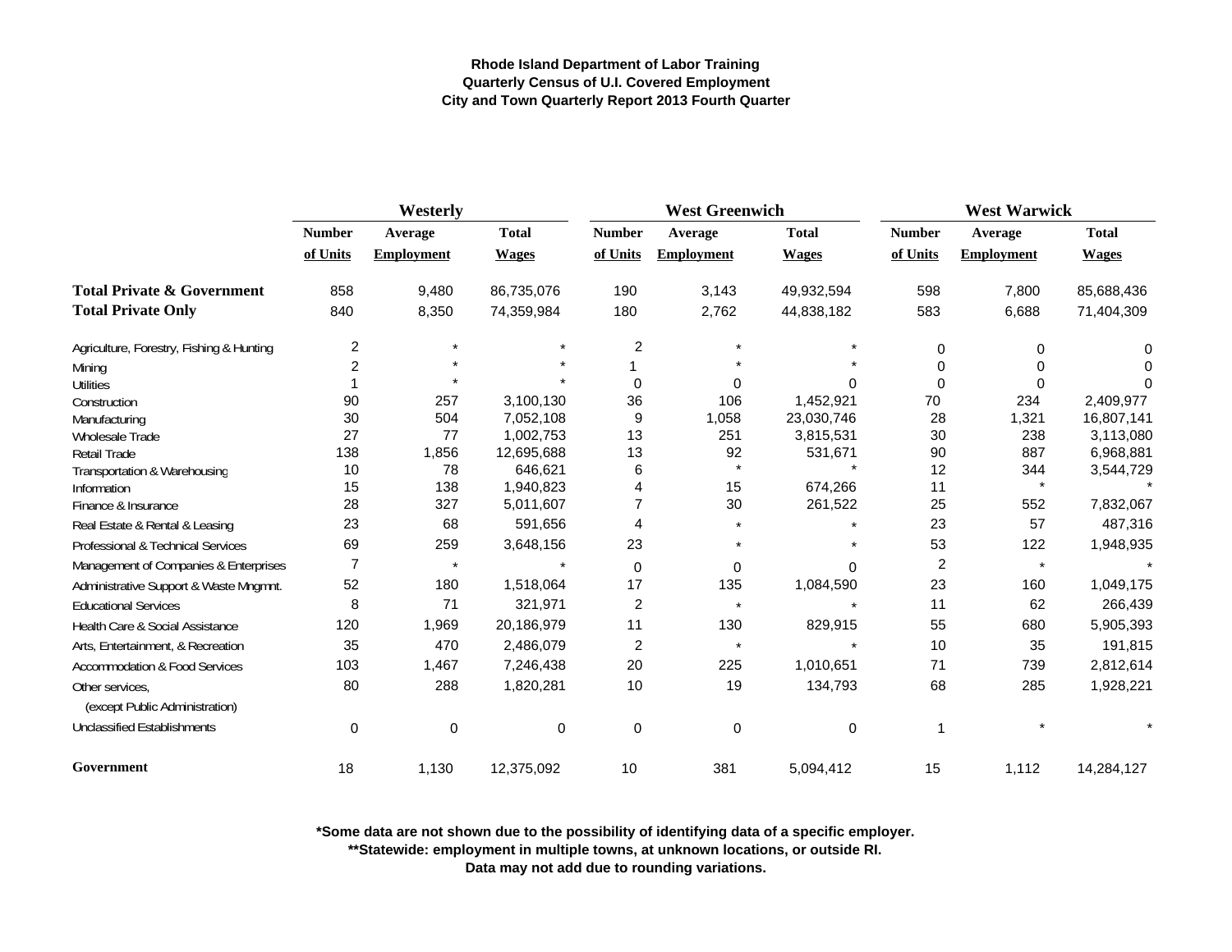**Rhode Island Department of Labor Training**
**Quarterly Census of U.I. Covered Employment**
**City and Town Quarterly Report 2013 Fourth Quarter**

| | Westerly | | | West Greenwich | | | West Warwick | | |
|---|---|---|---|---|---|---|---|---|---|
| | Number of Units | Average Employment | Total Wages | Number of Units | Average Employment | Total Wages | Number of Units | Average Employment | Total Wages |
| **Total Private & Government** | 858 | 9,480 | 86,735,076 | 190 | 3,143 | 49,932,594 | 598 | 7,800 | 85,688,436 |
| **Total Private Only** | 840 | 8,350 | 74,359,984 | 180 | 2,762 | 44,838,182 | 583 | 6,688 | 71,404,309 |
| Agriculture, Forestry, Fishing & Hunting | 2 | * | * | 2 | * | * | 0 | 0 | 0 |
| Mining | 2 | * | * | 1 | * | * | 0 | 0 | 0 |
| Utilities | 1 | * | * | 0 | 0 | 0 | 0 | 0 | 0 |
| Construction | 90 | 257 | 3,100,130 | 36 | 106 | 1,452,921 | 70 | 234 | 2,409,977 |
| Manufacturing | 30 | 504 | 7,052,108 | 9 | 1,058 | 23,030,746 | 28 | 1,321 | 16,807,141 |
| Wholesale Trade | 27 | 77 | 1,002,753 | 13 | 251 | 3,815,531 | 30 | 238 | 3,113,080 |
| Retail Trade | 138 | 1,856 | 12,695,688 | 13 | 92 | 531,671 | 90 | 887 | 6,968,881 |
| Transportation & Warehousing | 10 | 78 | 646,621 | 6 | * | * | 12 | 344 | 3,544,729 |
| Information | 15 | 138 | 1,940,823 | 4 | 15 | 674,266 | 11 | * | * |
| Finance & Insurance | 28 | 327 | 5,011,607 | 7 | 30 | 261,522 | 25 | 552 | 7,832,067 |
| Real Estate & Rental & Leasing | 23 | 68 | 591,656 | 4 | * | * | 23 | 57 | 487,316 |
| Professional & Technical Services | 69 | 259 | 3,648,156 | 23 | * | * | 53 | 122 | 1,948,935 |
| Management of Companies & Enterprises | 7 | * | * | 0 | 0 | 0 | 2 | * | * |
| Administrative Support & Waste Mngmnt. | 52 | 180 | 1,518,064 | 17 | 135 | 1,084,590 | 23 | 160 | 1,049,175 |
| Educational Services | 8 | 71 | 321,971 | 2 | * | * | 11 | 62 | 266,439 |
| Health Care & Social Assistance | 120 | 1,969 | 20,186,979 | 11 | 130 | 829,915 | 55 | 680 | 5,905,393 |
| Arts, Entertainment, & Recreation | 35 | 470 | 2,486,079 | 2 | * | * | 10 | 35 | 191,815 |
| Accommodation & Food Services | 103 | 1,467 | 7,246,438 | 20 | 225 | 1,010,651 | 71 | 739 | 2,812,614 |
| Other services, (except Public Administration) | 80 | 288 | 1,820,281 | 10 | 19 | 134,793 | 68 | 285 | 1,928,221 |
| Unclassified Establishments | 0 | 0 | 0 | 0 | 0 | 0 | 1 | * | * |
| **Government** | 18 | 1,130 | 12,375,092 | 10 | 381 | 5,094,412 | 15 | 1,112 | 14,284,127 |

**\*Some data are not shown due to the possibility of identifying data of a specific employer.**
**\*\*Statewide: employment in multiple towns, at unknown locations, or outside RI.**
**Data may not add due to rounding variations.**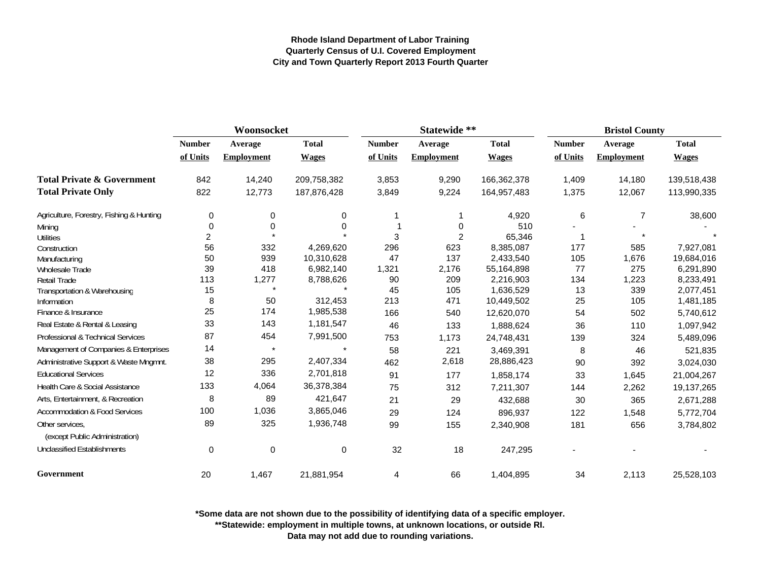**Rhode Island Department of Labor Training**
**Quarterly Census of U.I. Covered Employment**
**City and Town Quarterly Report 2013 Fourth Quarter**

| | Woonsocket | | | Statewide ** | | | Bristol County | | |
|---|---|---|---|---|---|---|---|---|---|
| | Number of Units | Average Employment | Total Wages | Number of Units | Average Employment | Total Wages | Number of Units | Average Employment | Total Wages |
| **Total Private & Government** | 842 | 14,240 | 209,758,382 | 3,853 | 9,290 | 166,362,378 | 1,409 | 14,180 | 139,518,438 |
| **Total Private Only** | 822 | 12,773 | 187,876,428 | 3,849 | 9,224 | 164,957,483 | 1,375 | 12,067 | 113,990,335 |
| Agriculture, Forestry, Fishing & Hunting | 0 | 0 | 0 | 1 | 1 | 4,920 | 6 | 7 | 38,600 |
| Mining | 0 | 0 | 0 | 1 | 0 | 510 | - | - | - |
| Utilities | 2 | * | * | 3 | 2 | 65,346 | 1 | * | * |
| Construction | 56 | 332 | 4,269,620 | 296 | 623 | 8,385,087 | 177 | 585 | 7,927,081 |
| Manufacturing | 50 | 939 | 10,310,628 | 47 | 137 | 2,433,540 | 105 | 1,676 | 19,684,016 |
| Wholesale Trade | 39 | 418 | 6,982,140 | 1,321 | 2,176 | 55,164,898 | 77 | 275 | 6,291,890 |
| Retail Trade | 113 | 1,277 | 8,788,626 | 90 | 209 | 2,216,903 | 134 | 1,223 | 8,233,491 |
| Transportation & Warehousing | 15 | * | * | 45 | 105 | 1,636,529 | 13 | 339 | 2,077,451 |
| Information | 8 | 50 | 312,453 | 213 | 471 | 10,449,502 | 25 | 105 | 1,481,185 |
| Finance & Insurance | 25 | 174 | 1,985,538 | 166 | 540 | 12,620,070 | 54 | 502 | 5,740,612 |
| Real Estate & Rental & Leasing | 33 | 143 | 1,181,547 | 46 | 133 | 1,888,624 | 36 | 110 | 1,097,942 |
| Professional & Technical Services | 87 | 454 | 7,991,500 | 753 | 1,173 | 24,748,431 | 139 | 324 | 5,489,096 |
| Management of Companies & Enterprises | 14 | * | * | 58 | 221 | 3,469,391 | 8 | 46 | 521,835 |
| Administrative Support & Waste Mngmnt. | 38 | 295 | 2,407,334 | 462 | 2,618 | 28,886,423 | 90 | 392 | 3,024,030 |
| Educational Services | 12 | 336 | 2,701,818 | 91 | 177 | 1,858,174 | 33 | 1,645 | 21,004,267 |
| Health Care & Social Assistance | 133 | 4,064 | 36,378,384 | 75 | 312 | 7,211,307 | 144 | 2,262 | 19,137,265 |
| Arts, Entertainment, & Recreation | 8 | 89 | 421,647 | 21 | 29 | 432,688 | 30 | 365 | 2,671,288 |
| Accommodation & Food Services | 100 | 1,036 | 3,865,046 | 29 | 124 | 896,937 | 122 | 1,548 | 5,772,704 |
| Other services, (except Public Administration) | 89 | 325 | 1,936,748 | 99 | 155 | 2,340,908 | 181 | 656 | 3,784,802 |
| Unclassified Establishments | 0 | 0 | 0 | 32 | 18 | 247,295 | - | - | - |
| **Government** | 20 | 1,467 | 21,881,954 | 4 | 66 | 1,404,895 | 34 | 2,113 | 25,528,103 |

**\*Some data are not shown due to the possibility of identifying data of a specific employer.**
**\*\*Statewide: employment in multiple towns, at unknown locations, or outside RI.**
**Data may not add due to rounding variations.**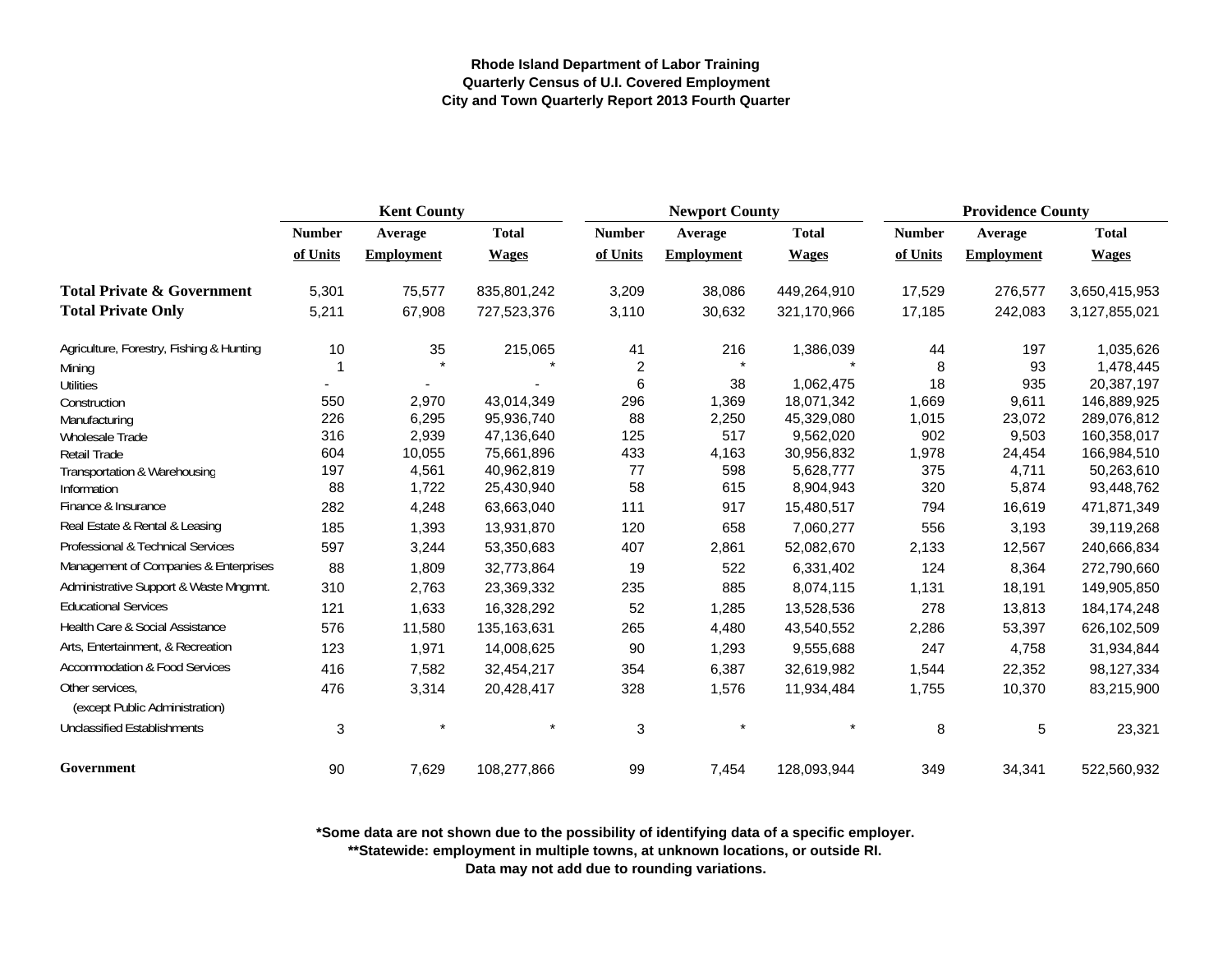**Rhode Island Department of Labor Training**
**Quarterly Census of U.I. Covered Employment**
**City and Town Quarterly Report 2013 Fourth Quarter**

| | Kent County | | | Newport County | | | Providence County | | |
|---|---|---|---|---|---|---|---|---|---|
| | Number of Units | Average Employment | Total Wages | Number of Units | Average Employment | Total Wages | Number of Units | Average Employment | Total Wages |
| **Total Private & Government** | 5,301 | 75,577 | 835,801,242 | 3,209 | 38,086 | 449,264,910 | 17,529 | 276,577 | 3,650,415,953 |
| **Total Private Only** | 5,211 | 67,908 | 727,523,376 | 3,110 | 30,632 | 321,170,966 | 17,185 | 242,083 | 3,127,855,021 |
| Agriculture, Forestry, Fishing & Hunting | 10 | 35 | 215,065 | 41 | 216 | 1,386,039 | 44 | 197 | 1,035,626 |
| Mining | 1 | * | * | 2 | * | * | 8 | 93 | 1,478,445 |
| Utilities | - | - | - | 6 | 38 | 1,062,475 | 18 | 935 | 20,387,197 |
| Construction | 550 | 2,970 | 43,014,349 | 296 | 1,369 | 18,071,342 | 1,669 | 9,611 | 146,889,925 |
| Manufacturing | 226 | 6,295 | 95,936,740 | 88 | 2,250 | 45,329,080 | 1,015 | 23,072 | 289,076,812 |
| Wholesale Trade | 316 | 2,939 | 47,136,640 | 125 | 517 | 9,562,020 | 902 | 9,503 | 160,358,017 |
| Retail Trade | 604 | 10,055 | 75,661,896 | 433 | 4,163 | 30,956,832 | 1,978 | 24,454 | 166,984,510 |
| Transportation & Warehousing | 197 | 4,561 | 40,962,819 | 77 | 598 | 5,628,777 | 375 | 4,711 | 50,263,610 |
| Information | 88 | 1,722 | 25,430,940 | 58 | 615 | 8,904,943 | 320 | 5,874 | 93,448,762 |
| Finance & Insurance | 282 | 4,248 | 63,663,040 | 111 | 917 | 15,480,517 | 794 | 16,619 | 471,871,349 |
| Real Estate & Rental & Leasing | 185 | 1,393 | 13,931,870 | 120 | 658 | 7,060,277 | 556 | 3,193 | 39,119,268 |
| Professional & Technical Services | 597 | 3,244 | 53,350,683 | 407 | 2,861 | 52,082,670 | 2,133 | 12,567 | 240,666,834 |
| Management of Companies & Enterprises | 88 | 1,809 | 32,773,864 | 19 | 522 | 6,331,402 | 124 | 8,364 | 272,790,660 |
| Administrative Support & Waste Mngmnt. | 310 | 2,763 | 23,369,332 | 235 | 885 | 8,074,115 | 1,131 | 18,191 | 149,905,850 |
| Educational Services | 121 | 1,633 | 16,328,292 | 52 | 1,285 | 13,528,536 | 278 | 13,813 | 184,174,248 |
| Health Care & Social Assistance | 576 | 11,580 | 135,163,631 | 265 | 4,480 | 43,540,552 | 2,286 | 53,397 | 626,102,509 |
| Arts, Entertainment, & Recreation | 123 | 1,971 | 14,008,625 | 90 | 1,293 | 9,555,688 | 247 | 4,758 | 31,934,844 |
| Accommodation & Food Services | 416 | 7,582 | 32,454,217 | 354 | 6,387 | 32,619,982 | 1,544 | 22,352 | 98,127,334 |
| Other services, (except Public Administration) | 476 | 3,314 | 20,428,417 | 328 | 1,576 | 11,934,484 | 1,755 | 10,370 | 83,215,900 |
| Unclassified Establishments | 3 | * | * | 3 | * | * | 8 | 5 | 23,321 |
| **Government** | 90 | 7,629 | 108,277,866 | 99 | 7,454 | 128,093,944 | 349 | 34,341 | 522,560,932 |

**\*Some data are not shown due to the possibility of identifying data of a specific employer.**
**\*\*Statewide: employment in multiple towns, at unknown locations, or outside RI.**
**Data may not add due to rounding variations.**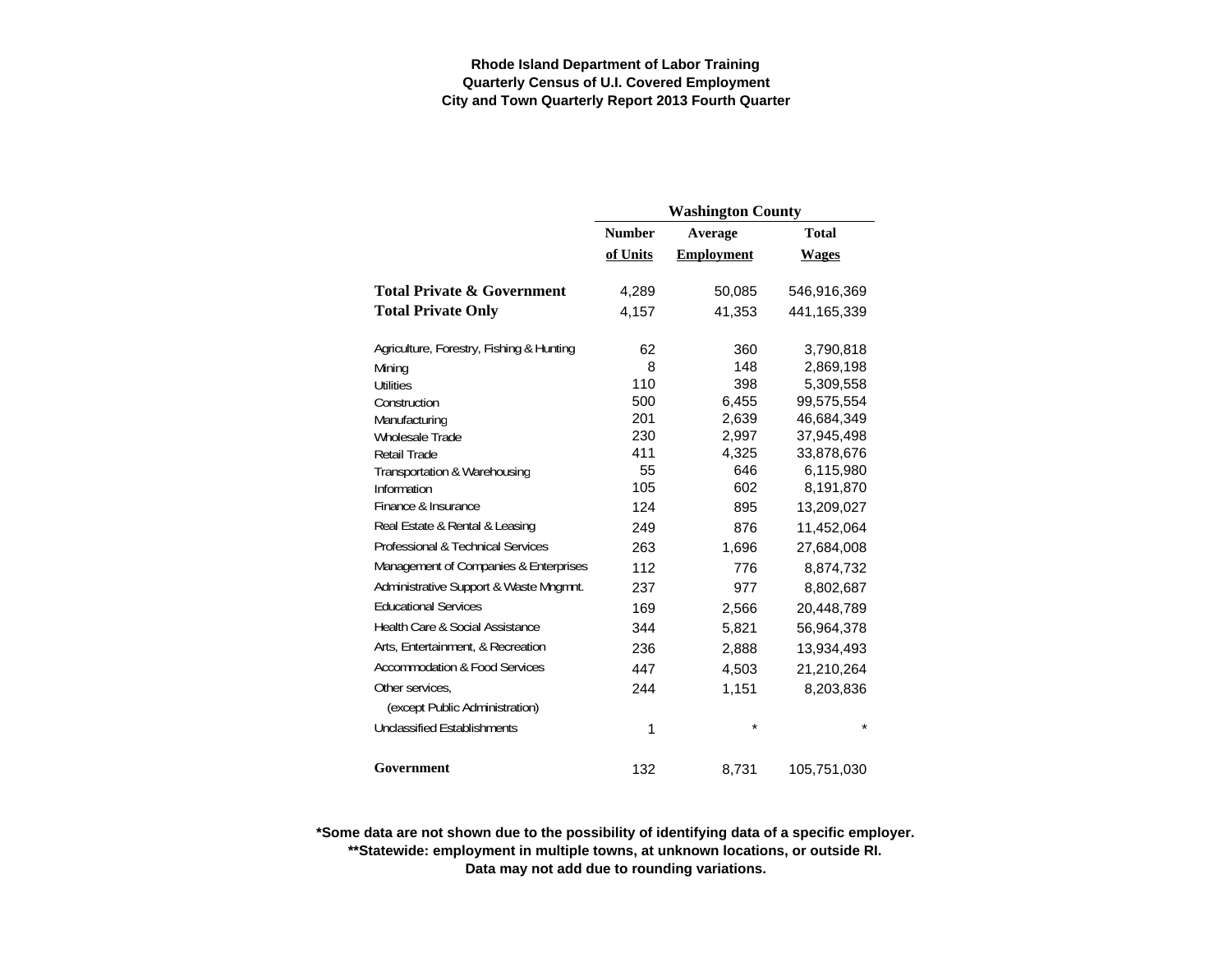**Rhode Island Department of Labor Training**
**Quarterly Census of U.I. Covered Employment**
**City and Town Quarterly Report 2013 Fourth Quarter**

| | Washington County | | |
|---|---|---|---|
| | **Number of Units** | **Average Employment** | **Total Wages** |
| **Total Private & Government** | 4,289 | 50,085 | 546,916,369 |
| **Total Private Only** | 4,157 | 41,353 | 441,165,339 |
| Agriculture, Forestry, Fishing & Hunting | 62 | 360 | 3,790,818 |
| Mining | 8 | 148 | 2,869,198 |
| Utilities | 110 | 398 | 5,309,558 |
| Construction | 500 | 6,455 | 99,575,554 |
| Manufacturing | 201 | 2,639 | 46,684,349 |
| Wholesale Trade | 230 | 2,997 | 37,945,498 |
| Retail Trade | 411 | 4,325 | 33,878,676 |
| Transportation & Warehousing | 55 | 646 | 6,115,980 |
| Information | 105 | 602 | 8,191,870 |
| Finance & Insurance | 124 | 895 | 13,209,027 |
| Real Estate & Rental & Leasing | 249 | 876 | 11,452,064 |
| Professional & Technical Services | 263 | 1,696 | 27,684,008 |
| Management of Companies & Enterprises | 112 | 776 | 8,874,732 |
| Administrative Support & Waste Mngmnt. | 237 | 977 | 8,802,687 |
| Educational Services | 169 | 2,566 | 20,448,789 |
| Health Care & Social Assistance | 344 | 5,821 | 56,964,378 |
| Arts, Entertainment, & Recreation | 236 | 2,888 | 13,934,493 |
| Accommodation & Food Services | 447 | 4,503 | 21,210,264 |
| Other services, (except Public Administration) | 244 | 1,151 | 8,203,836 |
| Unclassified Establishments | 1 | * | * |
| **Government** | 132 | 8,731 | 105,751,030 |

**\*Some data are not shown due to the possibility of identifying data of a specific employer.**
**\*\*Statewide: employment in multiple towns, at unknown locations, or outside RI.**
**Data may not add due to rounding variations.**